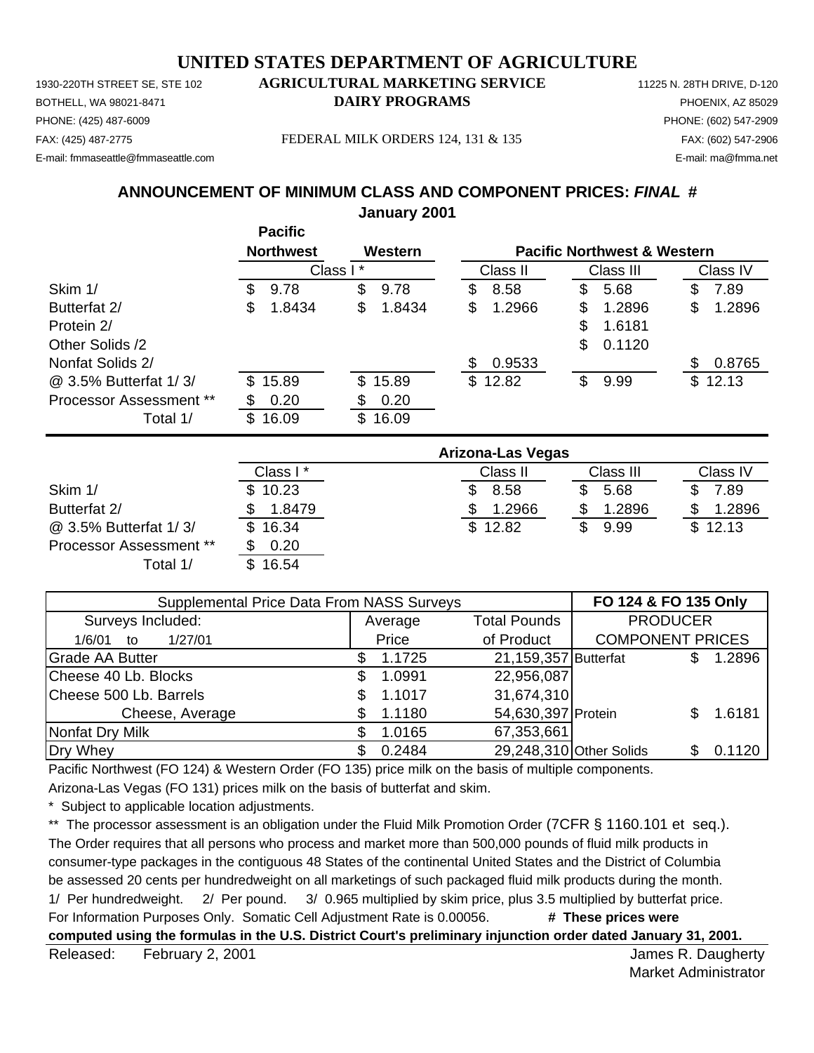# UNITED STATES DEPARTMENT OF AGRICULTURE

1930-220TH STREET SE, STE 102
BOTHELL, WA 98021-8471
PHONE: (425) 487-6009
FAX: (425) 487-2775
E-mail: fmmaseattle@fmmaseattle.com

**AGRICULTURAL MARKETING SERVICE**
**DAIRY PROGRAMS**

FEDERAL MILK ORDERS 124, 131 & 135

11225 N. 28TH DRIVE, D-120
PHOENIX, AZ 85029
PHONE: (602) 547-2909
FAX: (602) 547-2906
E-mail: ma@fmma.net

## ANNOUNCEMENT OF MINIMUM CLASS AND COMPONENT PRICES: *FINAL* #

**January 2001**

| | Pacific Northwest | Western | Pacific Northwest & Western | | |
|---|---|---|---|---|---|
| | Class I * | | Class II | Class III | Class IV |
| Skim 1/ | $ 9.78 | $ 9.78 | $ 8.58 | $ 5.68 | $ 7.89 |
| Butterfat 2/ | $ 1.8434 | $ 1.8434 | $ 1.2966 | $ 1.2896 | $ 1.2896 |
| Protein 2/ | | | | $ 1.6181 | |
| Other Solids /2 | | | | $ 0.1120 | |
| Nonfat Solids 2/ | | | $ 0.9533 | | $ 0.8765 |
| @ 3.5% Butterfat 1/ 3/ | $ 15.89 | $ 15.89 | $ 12.82 | $ 9.99 | $ 12.13 |
| Processor Assessment ** | $ 0.20 | $ 0.20 | | | |
| Total 1/ | $ 16.09 | $ 16.09 | | | |

| | Arizona-Las Vegas | | | |
|---|---|---|---|---|
| | Class I * | Class II | Class III | Class IV |
| Skim 1/ | $ 10.23 | $ 8.58 | $ 5.68 | $ 7.89 |
| Butterfat 2/ | $ 1.8479 | $ 1.2966 | $ 1.2896 | $ 1.2896 |
| @ 3.5% Butterfat 1/ 3/ | $ 16.34 | $ 12.82 | $ 9.99 | $ 12.13 |
| Processor Assessment ** | $ 0.20 | | | |
| Total 1/ | $ 16.54 | | | |

| Supplemental Price Data From NASS Surveys | | | FO 124 & FO 135 Only | |
|---|---|---|---|---|
| Surveys Included: | Average | Total Pounds | PRODUCER | |
| 1/6/01 to 1/27/01 | Price | of Product | COMPONENT PRICES | |
| Grade AA Butter | $ 1.1725 | 21,159,357 | Butterfat | $ 1.2896 |
| Cheese 40 Lb. Blocks | $ 1.0991 | 22,956,087 | | |
| Cheese 500 Lb. Barrels | $ 1.1017 | 31,674,310 | | |
| Cheese, Average | $ 1.1180 | 54,630,397 | Protein | $ 1.6181 |
| Nonfat Dry Milk | $ 1.0165 | 67,353,661 | | |
| Dry Whey | $ 0.2484 | 29,248,310 | Other Solids | $ 0.1120 |

Pacific Northwest (FO 124) & Western Order (FO 135) price milk on the basis of multiple components.

Arizona-Las Vegas (FO 131) prices milk on the basis of butterfat and skim.

* Subject to applicable location adjustments.

** The processor assessment is an obligation under the Fluid Milk Promotion Order (7CFR § 1160.101 et seq.). The Order requires that all persons who process and market more than 500,000 pounds of fluid milk products in consumer-type packages in the contiguous 48 States of the continental United States and the District of Columbia be assessed 20 cents per hundredweight on all marketings of such packaged fluid milk products during the month.

1/ Per hundredweight. 2/ Per pound. 3/ 0.965 multiplied by skim price, plus 3.5 multiplied by butterfat price.

For Information Purposes Only. Somatic Cell Adjustment Rate is 0.00056. **# These prices were computed using the formulas in the U.S. District Court's preliminary injunction order dated January 31, 2001.**

Released: February 2, 2001

James R. Daugherty
Market Administrator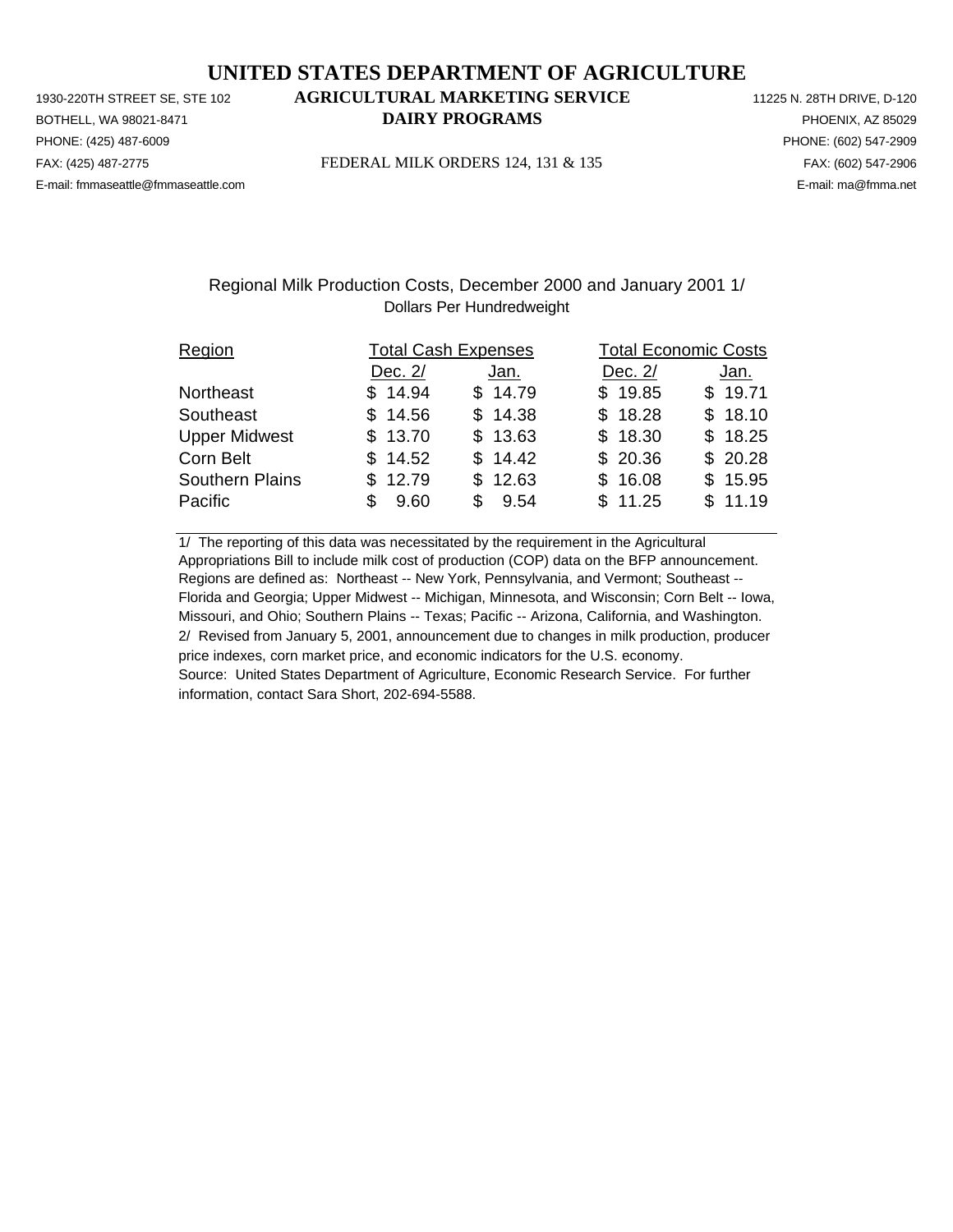# UNITED STATES DEPARTMENT OF AGRICULTURE

## AGRICULTURAL MARKETING SERVICE

## DAIRY PROGRAMS

1930-220TH STREET SE, STE 102
BOTHELL, WA 98021-8471
PHONE: (425) 487-6009
FAX: (425) 487-2775
E-mail: fmmaseattle@fmmaseattle.com

FEDERAL MILK ORDERS 124, 131 & 135

11225 N. 28TH DRIVE, D-120
PHOENIX, AZ 85029
PHONE: (602) 547-2909
FAX: (602) 547-2906
E-mail: ma@fmma.net

Regional Milk Production Costs, December 2000 and January 2001 1/
Dollars Per Hundredweight

| Region | Total Cash Expenses | | Total Economic Costs | |
|---|---|---|---|---|
| | Dec. 2/ | Jan. | Dec. 2/ | Jan. |
| Northeast | $ 14.94 | $ 14.79 | $ 19.85 | $ 19.71 |
| Southeast | $ 14.56 | $ 14.38 | $ 18.28 | $ 18.10 |
| Upper Midwest | $ 13.70 | $ 13.63 | $ 18.30 | $ 18.25 |
| Corn Belt | $ 14.52 | $ 14.42 | $ 20.36 | $ 20.28 |
| Southern Plains | $ 12.79 | $ 12.63 | $ 16.08 | $ 15.95 |
| Pacific | $ 9.60 | $ 9.54 | $ 11.25 | $ 11.19 |

1/ The reporting of this data was necessitated by the requirement in the Agricultural Appropriations Bill to include milk cost of production (COP) data on the BFP announcement. Regions are defined as: Northeast -- New York, Pennsylvania, and Vermont; Southeast -- Florida and Georgia; Upper Midwest -- Michigan, Minnesota, and Wisconsin; Corn Belt -- Iowa, Missouri, and Ohio; Southern Plains -- Texas; Pacific -- Arizona, California, and Washington.
2/ Revised from January 5, 2001, announcement due to changes in milk production, producer price indexes, corn market price, and economic indicators for the U.S. economy.
Source: United States Department of Agriculture, Economic Research Service. For further information, contact Sara Short, 202-694-5588.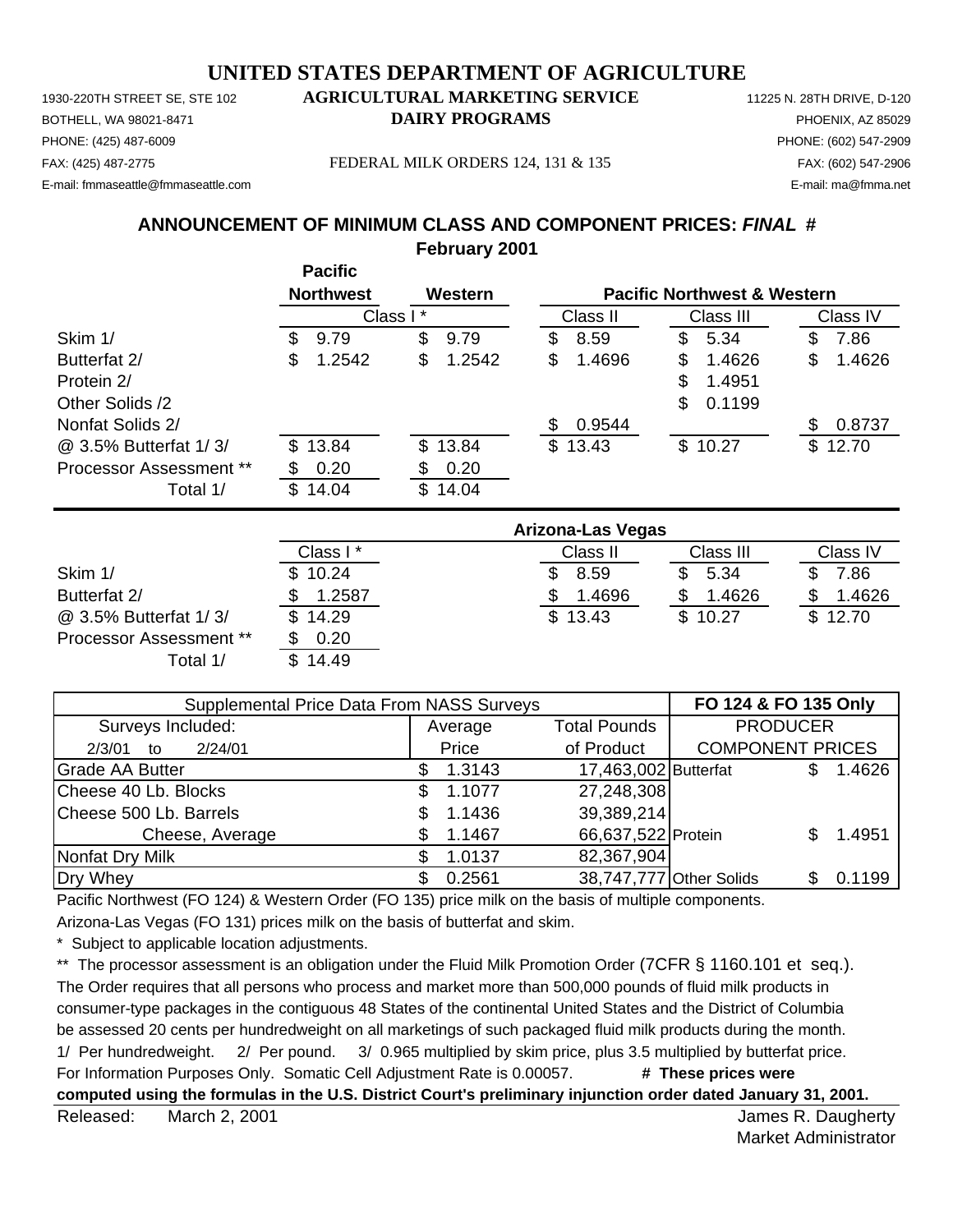# UNITED STATES DEPARTMENT OF AGRICULTURE

1930-220TH STREET SE, STE 102
BOTHELL, WA 98021-8471
PHONE: (425) 487-6009
FAX: (425) 487-2775
E-mail: fmmaseattle@fmmaseattle.com

**AGRICULTURAL MARKETING SERVICE**
**DAIRY PROGRAMS**

FEDERAL MILK ORDERS 124, 131 & 135

11225 N. 28TH DRIVE, D-120
PHOENIX, AZ 85029
PHONE: (602) 547-2909
FAX: (602) 547-2906
E-mail: ma@fmma.net

## ANNOUNCEMENT OF MINIMUM CLASS AND COMPONENT PRICES: *FINAL* #

### February 2001

| | Pacific Northwest | Western | Pacific Northwest & Western | | |
|---|---|---|---|---|---|
| | Class I * | | Class II | Class III | Class IV |
| Skim 1/ | $ 9.79 | $ 9.79 | $ 8.59 | $ 5.34 | $ 7.86 |
| Butterfat 2/ | $ 1.2542 | $ 1.2542 | $ 1.4696 | $ 1.4626 | $ 1.4626 |
| Protein 2/ | | | | $ 1.4951 | |
| Other Solids /2 | | | | $ 0.1199 | |
| Nonfat Solids 2/ | | | $ 0.9544 | | $ 0.8737 |
| @ 3.5% Butterfat 1/ 3/ | $ 13.84 | $ 13.84 | $ 13.43 | $ 10.27 | $ 12.70 |
| Processor Assessment ** | $ 0.20 | $ 0.20 | | | |
| Total 1/ | $ 14.04 | $ 14.04 | | | |

| | Arizona-Las Vegas | | | |
|---|---|---|---|---|
| | Class I * | Class II | Class III | Class IV |
| Skim 1/ | $ 10.24 | $ 8.59 | $ 5.34 | $ 7.86 |
| Butterfat 2/ | $ 1.2587 | $ 1.4696 | $ 1.4626 | $ 1.4626 |
| @ 3.5% Butterfat 1/ 3/ | $ 14.29 | $ 13.43 | $ 10.27 | $ 12.70 |
| Processor Assessment ** | $ 0.20 | | | |
| Total 1/ | $ 14.49 | | | |

| Supplemental Price Data From NASS Surveys | | | FO 124 & FO 135 Only | |
|---|---|---|---|---|
| Surveys Included: | Average | Total Pounds | PRODUCER | |
| 2/3/01 to 2/24/01 | Price | of Product | COMPONENT PRICES | |
| Grade AA Butter | $ 1.3143 | 17,463,002 | Butterfat | $ 1.4626 |
| Cheese 40 Lb. Blocks | $ 1.1077 | 27,248,308 | | |
| Cheese 500 Lb. Barrels | $ 1.1436 | 39,389,214 | | |
| Cheese, Average | $ 1.1467 | 66,637,522 | Protein | $ 1.4951 |
| Nonfat Dry Milk | $ 1.0137 | 82,367,904 | | |
| Dry Whey | $ 0.2561 | 38,747,777 | Other Solids | $ 0.1199 |

Pacific Northwest (FO 124) & Western Order (FO 135) price milk on the basis of multiple components.

Arizona-Las Vegas (FO 131) prices milk on the basis of butterfat and skim.

\* Subject to applicable location adjustments.

\** The processor assessment is an obligation under the Fluid Milk Promotion Order (7CFR § 1160.101 et seq.). The Order requires that all persons who process and market more than 500,000 pounds of fluid milk products in consumer-type packages in the contiguous 48 States of the continental United States and the District of Columbia be assessed 20 cents per hundredweight on all marketings of such packaged fluid milk products during the month.

1/ Per hundredweight. 2/ Per pound. 3/ 0.965 multiplied by skim price, plus 3.5 multiplied by butterfat price.

For Information Purposes Only. Somatic Cell Adjustment Rate is 0.00057. **# These prices were computed using the formulas in the U.S. District Court's preliminary injunction order dated January 31, 2001.**

Released: March 2, 2001

James R. Daugherty
Market Administrator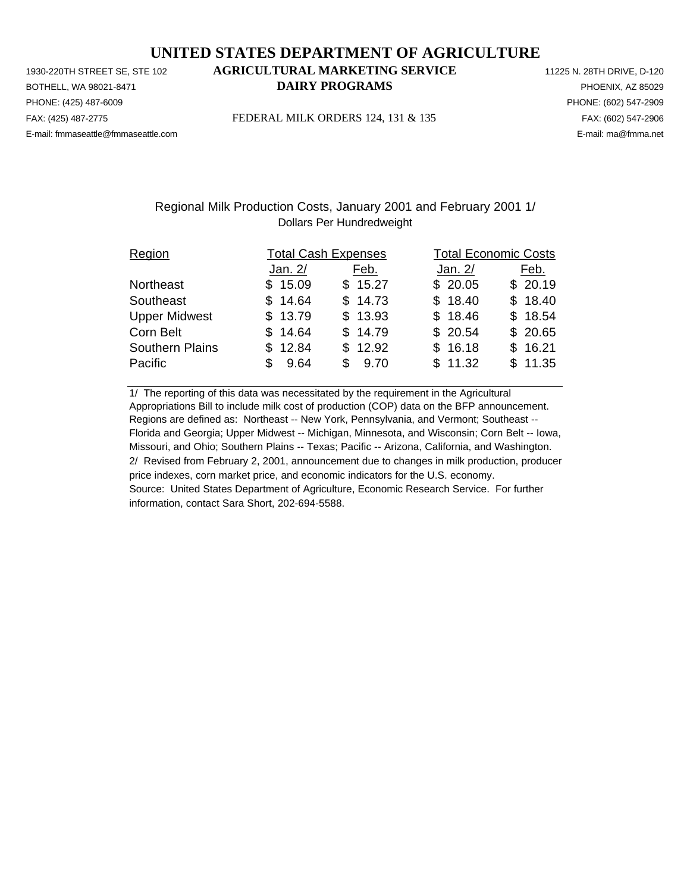# UNITED STATES DEPARTMENT OF AGRICULTURE

## AGRICULTURAL MARKETING SERVICE

## DAIRY PROGRAMS

1930-220TH STREET SE, STE 102
BOTHELL, WA 98021-8471
PHONE: (425) 487-6009
FAX: (425) 487-2775
E-mail: fmmaseattle@fmmaseattle.com

FEDERAL MILK ORDERS 124, 131 & 135

11225 N. 28TH DRIVE, D-120
PHOENIX, AZ 85029
PHONE: (602) 547-2909
FAX: (602) 547-2906
E-mail: ma@fmma.net

### Regional Milk Production Costs, January 2001 and February 2001 1/

Dollars Per Hundredweight

| Region | Total Cash Expenses | | Total Economic Costs | |
|---|---|---|---|---|
| | Jan. 2/ | Feb. | Jan. 2/ | Feb. |
| Northeast | $ 15.09 | $ 15.27 | $ 20.05 | $ 20.19 |
| Southeast | $ 14.64 | $ 14.73 | $ 18.40 | $ 18.40 |
| Upper Midwest | $ 13.79 | $ 13.93 | $ 18.46 | $ 18.54 |
| Corn Belt | $ 14.64 | $ 14.79 | $ 20.54 | $ 20.65 |
| Southern Plains | $ 12.84 | $ 12.92 | $ 16.18 | $ 16.21 |
| Pacific | $ 9.64 | $ 9.70 | $ 11.32 | $ 11.35 |

1/ The reporting of this data was necessitated by the requirement in the Agricultural Appropriations Bill to include milk cost of production (COP) data on the BFP announcement. Regions are defined as: Northeast -- New York, Pennsylvania, and Vermont; Southeast -- Florida and Georgia; Upper Midwest -- Michigan, Minnesota, and Wisconsin; Corn Belt -- Iowa, Missouri, and Ohio; Southern Plains -- Texas; Pacific -- Arizona, California, and Washington.
2/ Revised from February 2, 2001, announcement due to changes in milk production, producer price indexes, corn market price, and economic indicators for the U.S. economy.
Source: United States Department of Agriculture, Economic Research Service. For further information, contact Sara Short, 202-694-5588.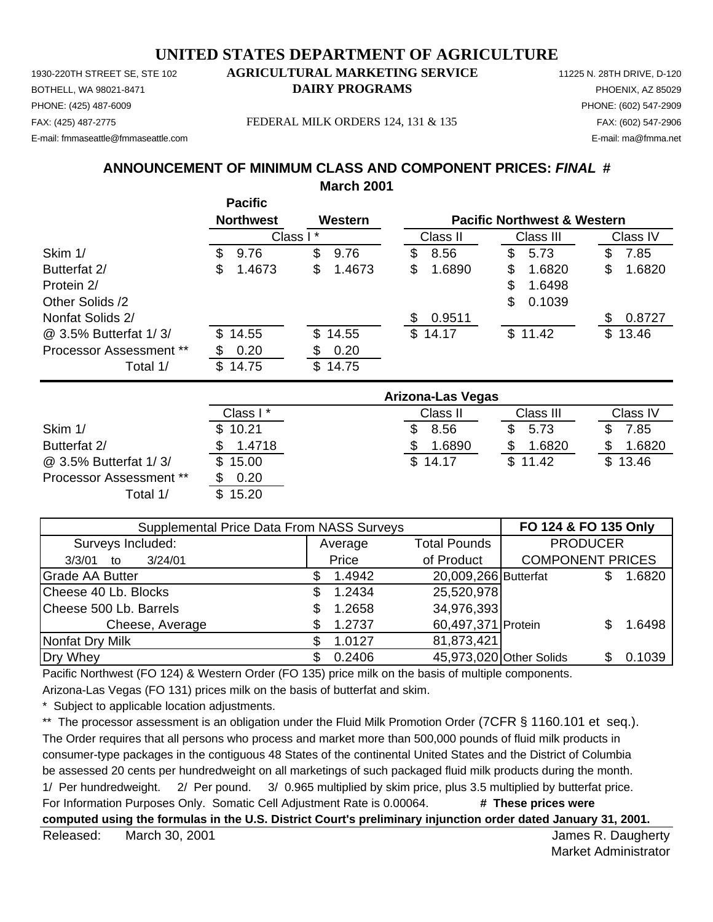# UNITED STATES DEPARTMENT OF AGRICULTURE

1930-220TH STREET SE, STE 102
BOTHELL, WA 98021-8471
PHONE: (425) 487-6009
FAX: (425) 487-2775
E-mail: fmmaseattle@fmmaseattle.com

**AGRICULTURAL MARKETING SERVICE**
**DAIRY PROGRAMS**

FEDERAL MILK ORDERS 124, 131 & 135

11225 N. 28TH DRIVE, D-120
PHOENIX, AZ 85029
PHONE: (602) 547-2909
FAX: (602) 547-2906
E-mail: ma@fmma.net

## ANNOUNCEMENT OF MINIMUM CLASS AND COMPONENT PRICES: *FINAL* #

**March 2001**

| | Pacific Northwest | Western | Pacific Northwest & Western | | |
|---|---|---|---|---|---|
| | Class I * | | Class II | Class III | Class IV |
| Skim 1/ | $ 9.76 | $ 9.76 | $ 8.56 | $ 5.73 | $ 7.85 |
| Butterfat 2/ | $ 1.4673 | $ 1.4673 | $ 1.6890 | $ 1.6820 | $ 1.6820 |
| Protein 2/ | | | | $ 1.6498 | |
| Other Solids /2 | | | | $ 0.1039 | |
| Nonfat Solids 2/ | | | $ 0.9511 | | $ 0.8727 |
| @ 3.5% Butterfat 1/ 3/ | $ 14.55 | $ 14.55 | $ 14.17 | $ 11.42 | $ 13.46 |
| Processor Assessment ** | $ 0.20 | $ 0.20 | | | |
| Total 1/ | $ 14.75 | $ 14.75 | | | |

| | Arizona-Las Vegas | | | |
|---|---|---|---|---|
| | Class I * | Class II | Class III | Class IV |
| Skim 1/ | $ 10.21 | $ 8.56 | $ 5.73 | $ 7.85 |
| Butterfat 2/ | $ 1.4718 | $ 1.6890 | $ 1.6820 | $ 1.6820 |
| @ 3.5% Butterfat 1/ 3/ | $ 15.00 | $ 14.17 | $ 11.42 | $ 13.46 |
| Processor Assessment ** | $ 0.20 | | | |
| Total 1/ | $ 15.20 | | | |

| Supplemental Price Data From NASS Surveys | | | FO 124 & FO 135 Only | |
|---|---|---|---|---|
| Surveys Included: | Average | Total Pounds | PRODUCER | |
| 3/3/01 to 3/24/01 | Price | of Product | COMPONENT PRICES | |
| Grade AA Butter | $ 1.4942 | 20,009,266 | Butterfat | $ 1.6820 |
| Cheese 40 Lb. Blocks | $ 1.2434 | 25,520,978 | | |
| Cheese 500 Lb. Barrels | $ 1.2658 | 34,976,393 | | |
| Cheese, Average | $ 1.2737 | 60,497,371 | Protein | $ 1.6498 |
| Nonfat Dry Milk | $ 1.0127 | 81,873,421 | | |
| Dry Whey | $ 0.2406 | 45,973,020 | Other Solids | $ 0.1039 |

Pacific Northwest (FO 124) & Western Order (FO 135) price milk on the basis of multiple components.

Arizona-Las Vegas (FO 131) prices milk on the basis of butterfat and skim.

\* Subject to applicable location adjustments.

\** The processor assessment is an obligation under the Fluid Milk Promotion Order (7CFR § 1160.101 et seq.). The Order requires that all persons who process and market more than 500,000 pounds of fluid milk products in consumer-type packages in the contiguous 48 States of the continental United States and the District of Columbia be assessed 20 cents per hundredweight on all marketings of such packaged fluid milk products during the month.

1/ Per hundredweight. 2/ Per pound. 3/ 0.965 multiplied by skim price, plus 3.5 multiplied by butterfat price.

For Information Purposes Only. Somatic Cell Adjustment Rate is 0.00064. **# These prices were computed using the formulas in the U.S. District Court's preliminary injunction order dated January 31, 2001.**

Released: March 30, 2001

James R. Daugherty
Market Administrator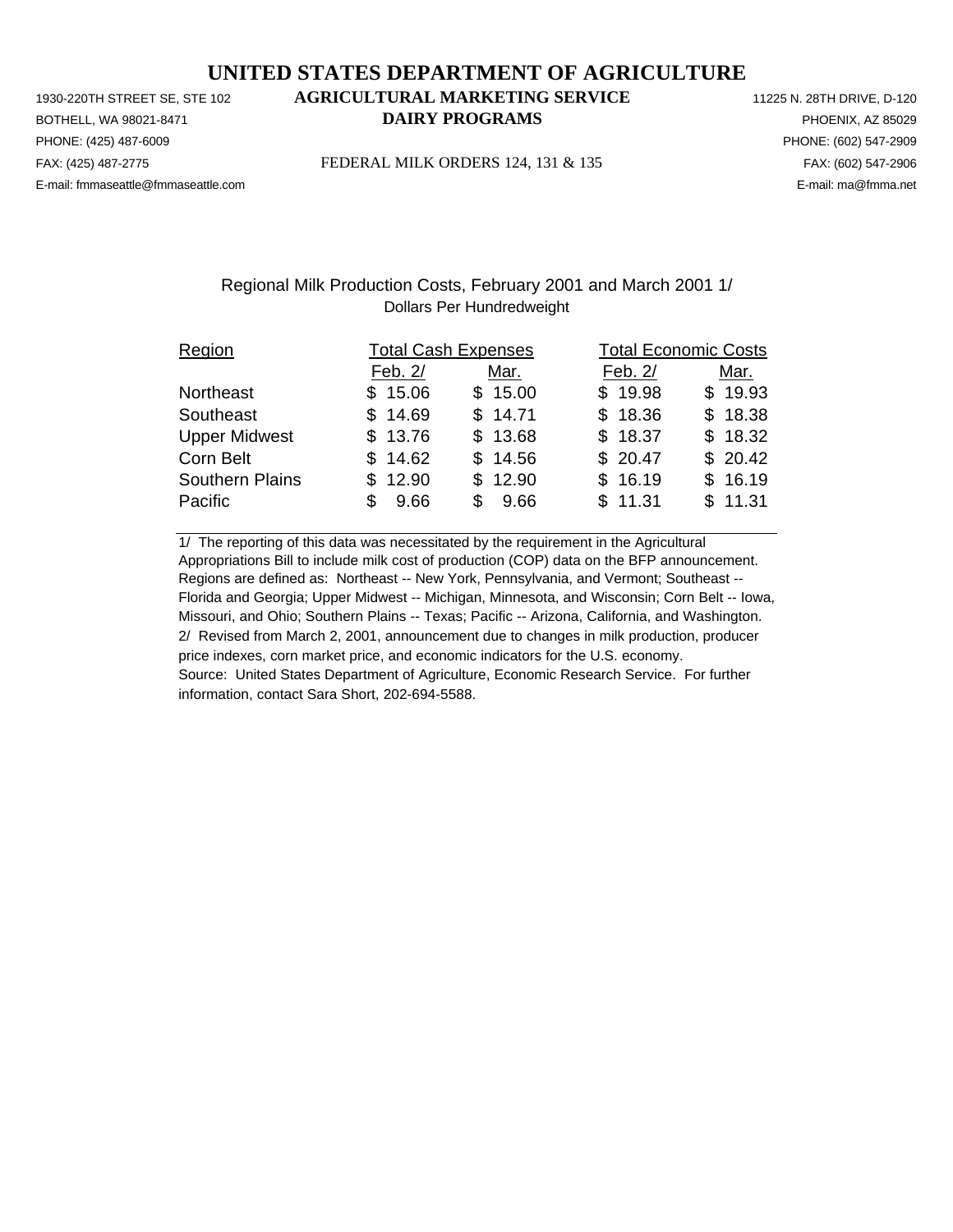# UNITED STATES DEPARTMENT OF AGRICULTURE

## AGRICULTURAL MARKETING SERVICE

## DAIRY PROGRAMS

FEDERAL MILK ORDERS 124, 131 & 135

1930-220TH STREET SE, STE 102
BOTHELL, WA 98021-8471
PHONE: (425) 487-6009
FAX: (425) 487-2775
E-mail: fmmaseattle@fmmaseattle.com

11225 N. 28TH DRIVE, D-120
PHOENIX, AZ 85029
PHONE: (602) 547-2909
FAX: (602) 547-2906
E-mail: ma@fmma.net

Regional Milk Production Costs, February 2001 and March 2001 1/
Dollars Per Hundredweight

| Region | Total Cash Expenses | | Total Economic Costs | |
|---|---|---|---|---|
| | Feb. 2/ | Mar. | Feb. 2/ | Mar. |
| Northeast | $ 15.06 | $ 15.00 | $ 19.98 | $ 19.93 |
| Southeast | $ 14.69 | $ 14.71 | $ 18.36 | $ 18.38 |
| Upper Midwest | $ 13.76 | $ 13.68 | $ 18.37 | $ 18.32 |
| Corn Belt | $ 14.62 | $ 14.56 | $ 20.47 | $ 20.42 |
| Southern Plains | $ 12.90 | $ 12.90 | $ 16.19 | $ 16.19 |
| Pacific | $ 9.66 | $ 9.66 | $ 11.31 | $ 11.31 |

1/ The reporting of this data was necessitated by the requirement in the Agricultural Appropriations Bill to include milk cost of production (COP) data on the BFP announcement. Regions are defined as: Northeast -- New York, Pennsylvania, and Vermont; Southeast -- Florida and Georgia; Upper Midwest -- Michigan, Minnesota, and Wisconsin; Corn Belt -- Iowa, Missouri, and Ohio; Southern Plains -- Texas; Pacific -- Arizona, California, and Washington.
2/ Revised from March 2, 2001, announcement due to changes in milk production, producer price indexes, corn market price, and economic indicators for the U.S. economy.
Source: United States Department of Agriculture, Economic Research Service. For further information, contact Sara Short, 202-694-5588.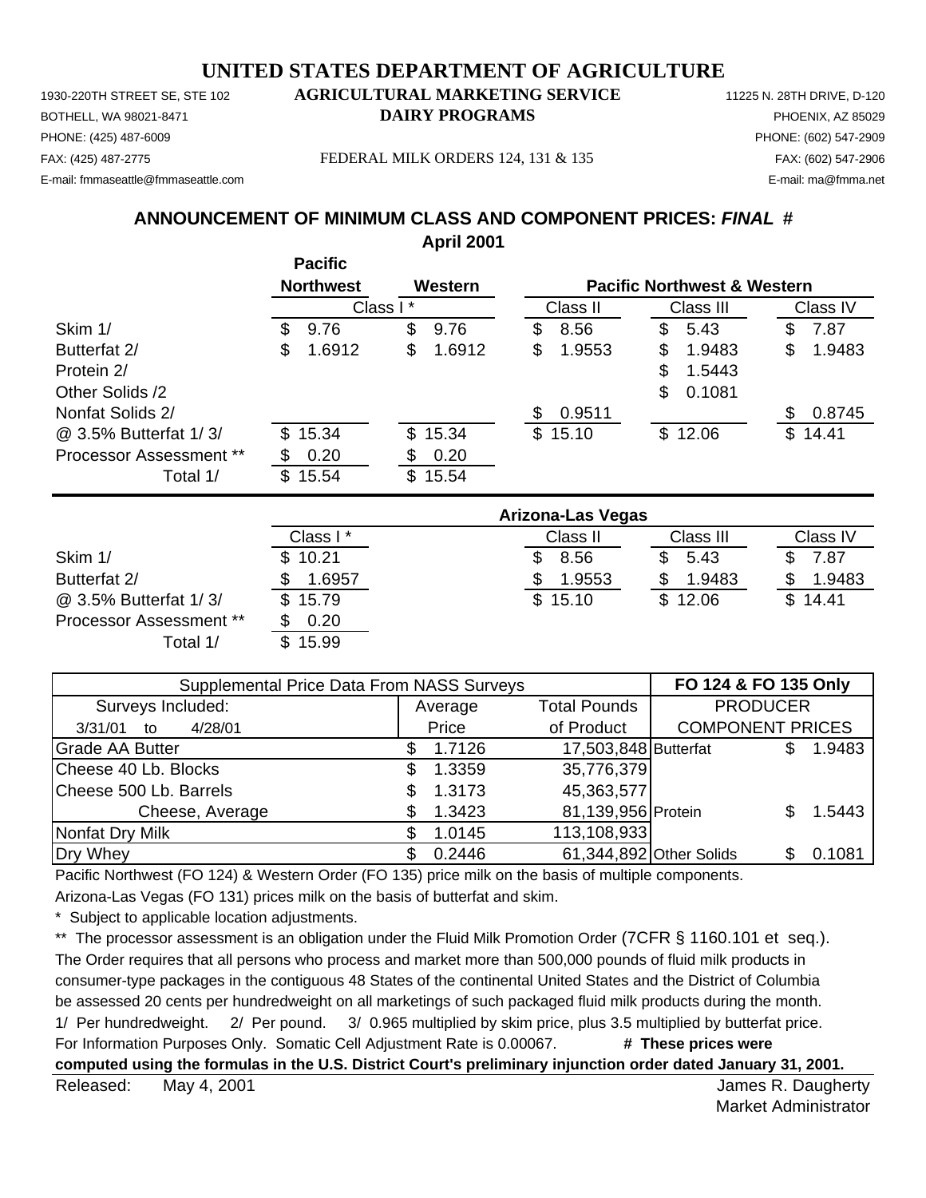# UNITED STATES DEPARTMENT OF AGRICULTURE

1930-220TH STREET SE, STE 102
BOTHELL, WA 98021-8471
PHONE: (425) 487-6009
FAX: (425) 487-2775
E-mail: fmmaseattle@fmmaseattle.com

**AGRICULTURAL MARKETING SERVICE**
**DAIRY PROGRAMS**

FEDERAL MILK ORDERS 124, 131 & 135

11225 N. 28TH DRIVE, D-120
PHOENIX, AZ 85029
PHONE: (602) 547-2909
FAX: (602) 547-2906
E-mail: ma@fmma.net

## ANNOUNCEMENT OF MINIMUM CLASS AND COMPONENT PRICES: *FINAL* #

**April 2001**

| | Pacific Northwest | Western | Pacific Northwest & Western | | |
|---|---|---|---|---|---|
| | Class I * | | Class II | Class III | Class IV |
| Skim 1/ | $ 9.76 | $ 9.76 | $ 8.56 | $ 5.43 | $ 7.87 |
| Butterfat 2/ | $ 1.6912 | $ 1.6912 | $ 1.9553 | $ 1.9483 | $ 1.9483 |
| Protein 2/ | | | | $ 1.5443 | |
| Other Solids /2 | | | | $ 0.1081 | |
| Nonfat Solids 2/ | | | $ 0.9511 | | $ 0.8745 |
| @ 3.5% Butterfat 1/ 3/ | $ 15.34 | $ 15.34 | $ 15.10 | $ 12.06 | $ 14.41 |
| Processor Assessment ** | $ 0.20 | $ 0.20 | | | |
| Total 1/ | $ 15.54 | $ 15.54 | | | |

| | Arizona-Las Vegas | | | |
|---|---|---|---|---|
| | Class I * | Class II | Class III | Class IV |
| Skim 1/ | $ 10.21 | $ 8.56 | $ 5.43 | $ 7.87 |
| Butterfat 2/ | $ 1.6957 | $ 1.9553 | $ 1.9483 | $ 1.9483 |
| @ 3.5% Butterfat 1/ 3/ | $ 15.79 | $ 15.10 | $ 12.06 | $ 14.41 |
| Processor Assessment ** | $ 0.20 | | | |
| Total 1/ | $ 15.99 | | | |

| Supplemental Price Data From NASS Surveys | | | FO 124 & FO 135 Only | |
|---|---|---|---|---|
| Surveys Included: | Average | Total Pounds | PRODUCER | |
| 3/31/01 to 4/28/01 | Price | of Product | COMPONENT PRICES | |
| Grade AA Butter | $ 1.7126 | 17,503,848 | Butterfat | $ 1.9483 |
| Cheese 40 Lb. Blocks | $ 1.3359 | 35,776,379 | | |
| Cheese 500 Lb. Barrels | $ 1.3173 | 45,363,577 | | |
| Cheese, Average | $ 1.3423 | 81,139,956 | Protein | $ 1.5443 |
| Nonfat Dry Milk | $ 1.0145 | 113,108,933 | | |
| Dry Whey | $ 0.2446 | 61,344,892 | Other Solids | $ 0.1081 |

Pacific Northwest (FO 124) & Western Order (FO 135) price milk on the basis of multiple components.

Arizona-Las Vegas (FO 131) prices milk on the basis of butterfat and skim.

\* Subject to applicable location adjustments.

** The processor assessment is an obligation under the Fluid Milk Promotion Order (7CFR § 1160.101 et seq.). The Order requires that all persons who process and market more than 500,000 pounds of fluid milk products in consumer-type packages in the contiguous 48 States of the continental United States and the District of Columbia be assessed 20 cents per hundredweight on all marketings of such packaged fluid milk products during the month.

1/ Per hundredweight. 2/ Per pound. 3/ 0.965 multiplied by skim price, plus 3.5 multiplied by butterfat price.

For Information Purposes Only. Somatic Cell Adjustment Rate is 0.00067. **# These prices were computed using the formulas in the U.S. District Court's preliminary injunction order dated January 31, 2001.**

Released: May 4, 2001

James R. Daugherty
Market Administrator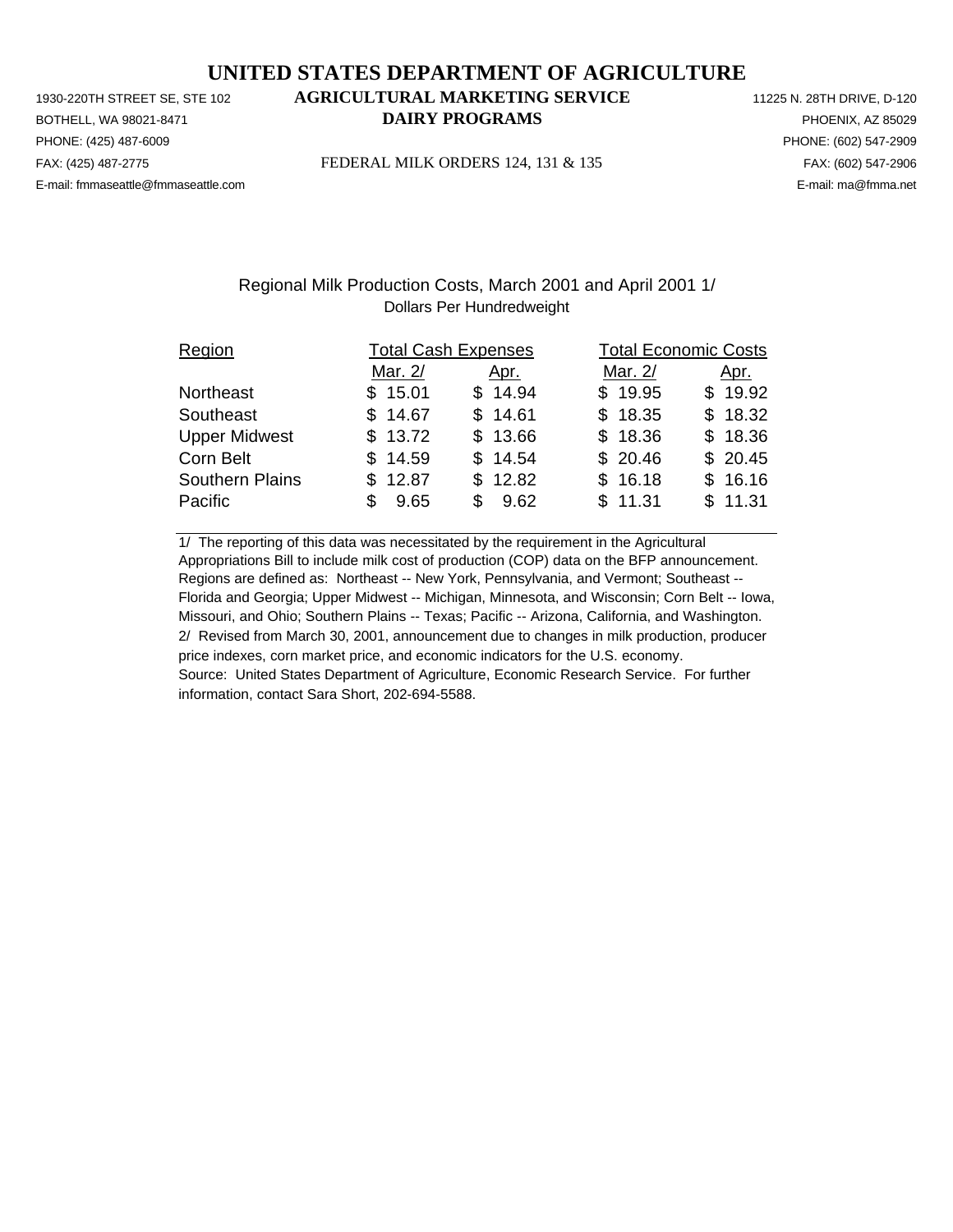# UNITED STATES DEPARTMENT OF AGRICULTURE

1930-220TH STREET SE, STE 102
BOTHELL, WA 98021-8471
PHONE: (425) 487-6009
FAX: (425) 487-2775
E-mail: fmmaseattle@fmmaseattle.com

**AGRICULTURAL MARKETING SERVICE**
**DAIRY PROGRAMS**

FEDERAL MILK ORDERS 124, 131 & 135

11225 N. 28TH DRIVE, D-120
PHOENIX, AZ 85029
PHONE: (602) 547-2909
FAX: (602) 547-2906
E-mail: ma@fmma.net

## Regional Milk Production Costs, March 2001 and April 2001 1/

Dollars Per Hundredweight

| Region | Total Cash Expenses | | Total Economic Costs | |
|---|---|---|---|---|
| | Mar. 2/ | Apr. | Mar. 2/ | Apr. |
| Northeast | $ 15.01 | $ 14.94 | $ 19.95 | $ 19.92 |
| Southeast | $ 14.67 | $ 14.61 | $ 18.35 | $ 18.32 |
| Upper Midwest | $ 13.72 | $ 13.66 | $ 18.36 | $ 18.36 |
| Corn Belt | $ 14.59 | $ 14.54 | $ 20.46 | $ 20.45 |
| Southern Plains | $ 12.87 | $ 12.82 | $ 16.18 | $ 16.16 |
| Pacific | $ 9.65 | $ 9.62 | $ 11.31 | $ 11.31 |

1/ The reporting of this data was necessitated by the requirement in the Agricultural Appropriations Bill to include milk cost of production (COP) data on the BFP announcement. Regions are defined as: Northeast -- New York, Pennsylvania, and Vermont; Southeast -- Florida and Georgia; Upper Midwest -- Michigan, Minnesota, and Wisconsin; Corn Belt -- Iowa, Missouri, and Ohio; Southern Plains -- Texas; Pacific -- Arizona, California, and Washington.
2/ Revised from March 30, 2001, announcement due to changes in milk production, producer price indexes, corn market price, and economic indicators for the U.S. economy.
Source: United States Department of Agriculture, Economic Research Service. For further information, contact Sara Short, 202-694-5588.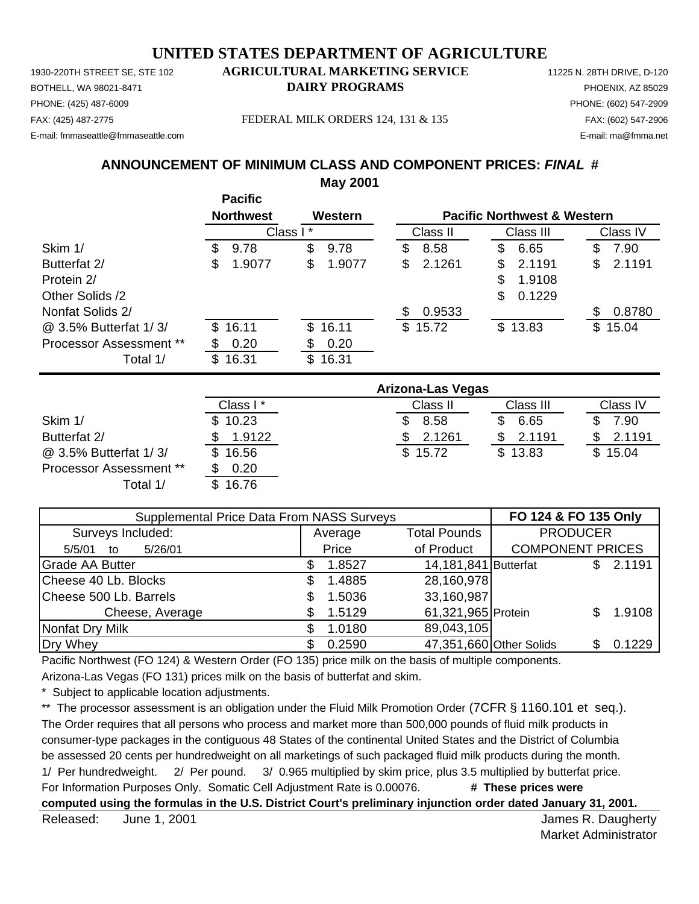# UNITED STATES DEPARTMENT OF AGRICULTURE

1930-220TH STREET SE, STE 102
BOTHELL, WA 98021-8471
PHONE: (425) 487-6009
FAX: (425) 487-2775
E-mail: fmmaseattle@fmmaseattle.com

**AGRICULTURAL MARKETING SERVICE**
**DAIRY PROGRAMS**

FEDERAL MILK ORDERS 124, 131 & 135

11225 N. 28TH DRIVE, D-120
PHOENIX, AZ 85029
PHONE: (602) 547-2909
FAX: (602) 547-2906
E-mail: ma@fmma.net

## ANNOUNCEMENT OF MINIMUM CLASS AND COMPONENT PRICES: *FINAL* #

**May 2001**

| | Pacific Northwest | Western | Pacific Northwest & Western | | |
|---|---|---|---|---|---|
| | Class I * | | Class II | Class III | Class IV |
| Skim 1/ | $ 9.78 | $ 9.78 | $ 8.58 | $ 6.65 | $ 7.90 |
| Butterfat 2/ | $ 1.9077 | $ 1.9077 | $ 2.1261 | $ 2.1191 | $ 2.1191 |
| Protein 2/ | | | | $ 1.9108 | |
| Other Solids /2 | | | | $ 0.1229 | |
| Nonfat Solids 2/ | | | $ 0.9533 | | $ 0.8780 |
| @ 3.5% Butterfat 1/ 3/ | $ 16.11 | $ 16.11 | $ 15.72 | $ 13.83 | $ 15.04 |
| Processor Assessment ** | $ 0.20 | $ 0.20 | | | |
| Total 1/ | $ 16.31 | $ 16.31 | | | |

| | Arizona-Las Vegas | | | |
|---|---|---|---|---|
| | Class I * | Class II | Class III | Class IV |
| Skim 1/ | $ 10.23 | $ 8.58 | $ 6.65 | $ 7.90 |
| Butterfat 2/ | $ 1.9122 | $ 2.1261 | $ 2.1191 | $ 2.1191 |
| @ 3.5% Butterfat 1/ 3/ | $ 16.56 | $ 15.72 | $ 13.83 | $ 15.04 |
| Processor Assessment ** | $ 0.20 | | | |
| Total 1/ | $ 16.76 | | | |

| Supplemental Price Data From NASS Surveys | | | FO 124 & FO 135 Only | |
|---|---|---|---|---|
| Surveys Included: | Average | Total Pounds | PRODUCER | |
| 5/5/01 to 5/26/01 | Price | of Product | COMPONENT PRICES | |
| Grade AA Butter | $ 1.8527 | 14,181,841 | Butterfat | $ 2.1191 |
| Cheese 40 Lb. Blocks | $ 1.4885 | 28,160,978 | | |
| Cheese 500 Lb. Barrels | $ 1.5036 | 33,160,987 | | |
| Cheese, Average | $ 1.5129 | 61,321,965 | Protein | $ 1.9108 |
| Nonfat Dry Milk | $ 1.0180 | 89,043,105 | | |
| Dry Whey | $ 0.2590 | 47,351,660 | Other Solids | $ 0.1229 |

Pacific Northwest (FO 124) & Western Order (FO 135) price milk on the basis of multiple components.

Arizona-Las Vegas (FO 131) prices milk on the basis of butterfat and skim.

\* Subject to applicable location adjustments.

** The processor assessment is an obligation under the Fluid Milk Promotion Order (7CFR § 1160.101 et seq.). The Order requires that all persons who process and market more than 500,000 pounds of fluid milk products in consumer-type packages in the contiguous 48 States of the continental United States and the District of Columbia be assessed 20 cents per hundredweight on all marketings of such packaged fluid milk products during the month.

1/ Per hundredweight. 2/ Per pound. 3/ 0.965 multiplied by skim price, plus 3.5 multiplied by butterfat price.

For Information Purposes Only. Somatic Cell Adjustment Rate is 0.00076. **# These prices were computed using the formulas in the U.S. District Court's preliminary injunction order dated January 31, 2001.**

Released: June 1, 2001

James R. Daugherty
Market Administrator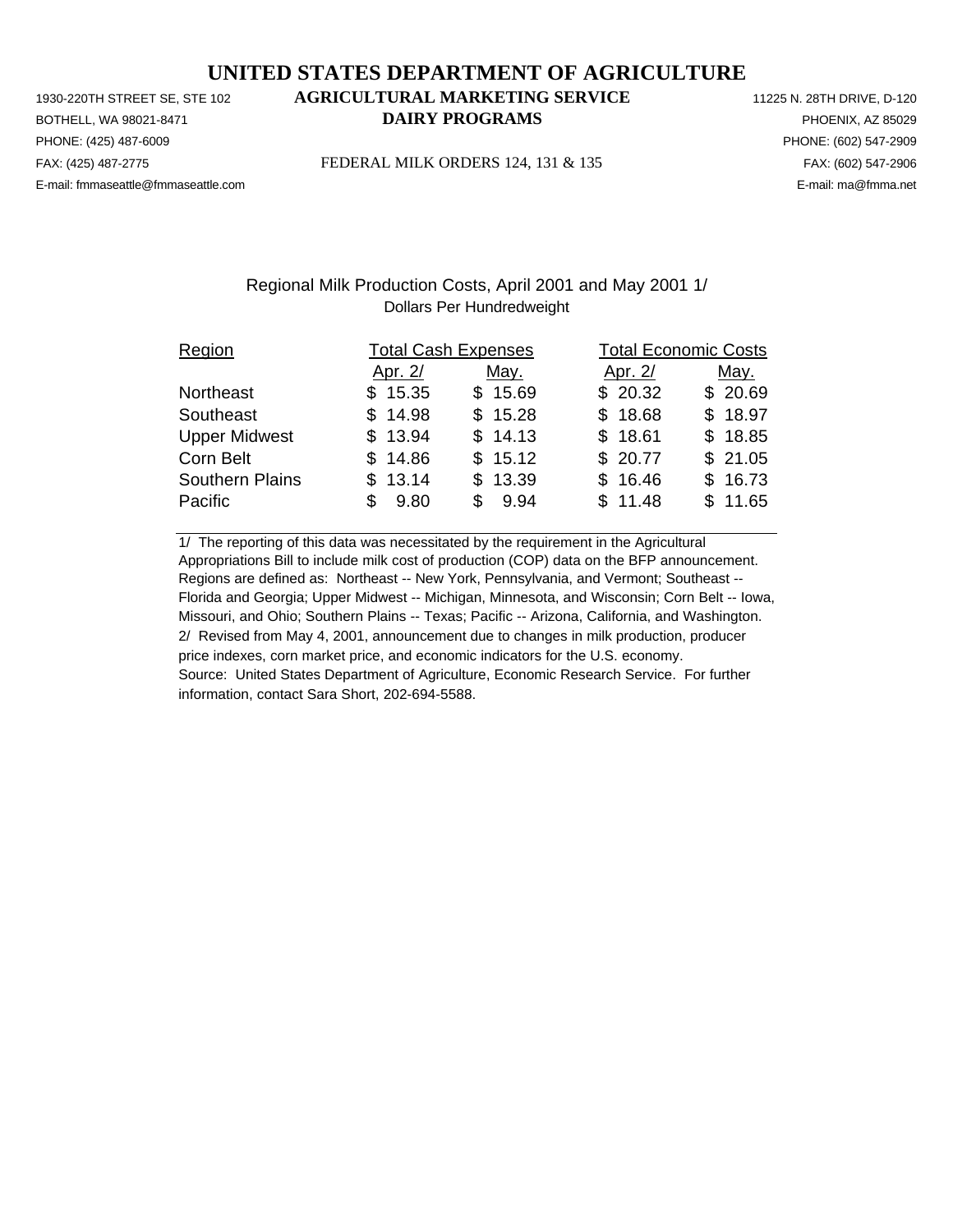# UNITED STATES DEPARTMENT OF AGRICULTURE

1930-220TH STREET SE, STE 102
BOTHELL, WA 98021-8471
PHONE: (425) 487-6009
FAX: (425) 487-2775
E-mail: fmmaseattle@fmmaseattle.com

**AGRICULTURAL MARKETING SERVICE**
**DAIRY PROGRAMS**

FEDERAL MILK ORDERS 124, 131 & 135

11225 N. 28TH DRIVE, D-120
PHOENIX, AZ 85029
PHONE: (602) 547-2909
FAX: (602) 547-2906
E-mail: ma@fmma.net

## Regional Milk Production Costs, April 2001 and May 2001 1/

Dollars Per Hundredweight

| Region | Total Cash Expenses | | Total Economic Costs | |
|---|---|---|---|---|
| | Apr. 2/ | May. | Apr. 2/ | May. |
| Northeast | $ 15.35 | $ 15.69 | $ 20.32 | $ 20.69 |
| Southeast | $ 14.98 | $ 15.28 | $ 18.68 | $ 18.97 |
| Upper Midwest | $ 13.94 | $ 14.13 | $ 18.61 | $ 18.85 |
| Corn Belt | $ 14.86 | $ 15.12 | $ 20.77 | $ 21.05 |
| Southern Plains | $ 13.14 | $ 13.39 | $ 16.46 | $ 16.73 |
| Pacific | $ 9.80 | $ 9.94 | $ 11.48 | $ 11.65 |

1/ The reporting of this data was necessitated by the requirement in the Agricultural Appropriations Bill to include milk cost of production (COP) data on the BFP announcement. Regions are defined as: Northeast -- New York, Pennsylvania, and Vermont; Southeast -- Florida and Georgia; Upper Midwest -- Michigan, Minnesota, and Wisconsin; Corn Belt -- Iowa, Missouri, and Ohio; Southern Plains -- Texas; Pacific -- Arizona, California, and Washington.
2/ Revised from May 4, 2001, announcement due to changes in milk production, producer price indexes, corn market price, and economic indicators for the U.S. economy.
Source: United States Department of Agriculture, Economic Research Service. For further information, contact Sara Short, 202-694-5588.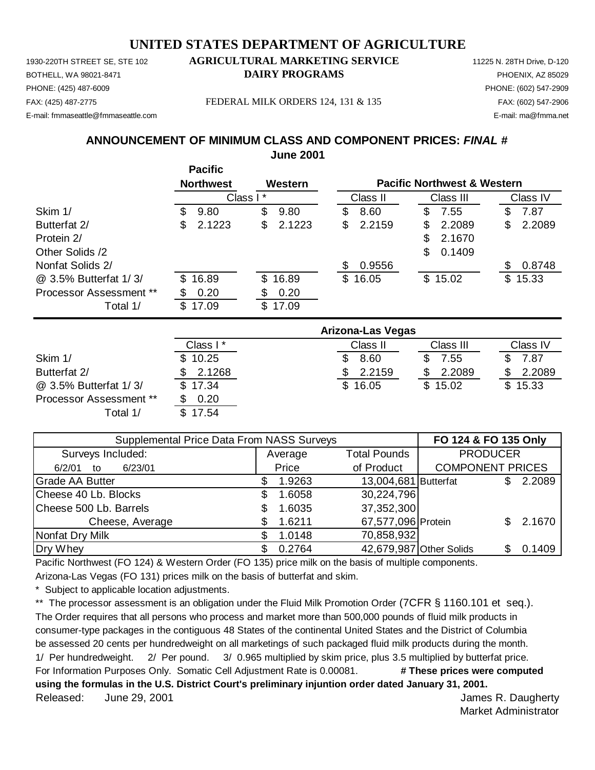# UNITED STATES DEPARTMENT OF AGRICULTURE

1930-220TH STREET SE, STE 102
BOTHELL, WA 98021-8471
PHONE: (425) 487-6009
FAX: (425) 487-2775
E-mail: fmmaseattle@fmmaseattle.com

**AGRICULTURAL MARKETING SERVICE**
**DAIRY PROGRAMS**

FEDERAL MILK ORDERS 124, 131 & 135

11225 N. 28TH Drive, D-120
PHOENIX, AZ 85029
PHONE: (602) 547-2909
FAX: (602) 547-2906
E-mail: ma@fmma.net

## ANNOUNCEMENT OF MINIMUM CLASS AND COMPONENT PRICES: *FINAL* #

**June 2001**

| | Pacific Northwest | Western | Pacific Northwest & Western | | |
|---|---|---|---|---|---|
| | Class I * | | Class II | Class III | Class IV |
| Skim 1/ | $ 9.80 | $ 9.80 | $ 8.60 | $ 7.55 | $ 7.87 |
| Butterfat 2/ | $ 2.1223 | $ 2.1223 | $ 2.2159 | $ 2.2089 | $ 2.2089 |
| Protein 2/ | | | | $ 2.1670 | |
| Other Solids /2 | | | | $ 0.1409 | |
| Nonfat Solids 2/ | | | $ 0.9556 | | $ 0.8748 |
| @ 3.5% Butterfat 1/ 3/ | $ 16.89 | $ 16.89 | $ 16.05 | $ 15.02 | $ 15.33 |
| Processor Assessment ** | $ 0.20 | $ 0.20 | | | |
| Total 1/ | $ 17.09 | $ 17.09 | | | |

| | Arizona-Las Vegas | | | |
|---|---|---|---|---|
| | Class I * | Class II | Class III | Class IV |
| Skim 1/ | $ 10.25 | $ 8.60 | $ 7.55 | $ 7.87 |
| Butterfat 2/ | $ 2.1268 | $ 2.2159 | $ 2.2089 | $ 2.2089 |
| @ 3.5% Butterfat 1/ 3/ | $ 17.34 | $ 16.05 | $ 15.02 | $ 15.33 |
| Processor Assessment ** | $ 0.20 | | | |
| Total 1/ | $ 17.54 | | | |

| Supplemental Price Data From NASS Surveys | | | FO 124 & FO 135 Only | |
|---|---|---|---|---|
| Surveys Included: 6/2/01 to 6/23/01 | Average Price | Total Pounds of Product | PRODUCER COMPONENT PRICES | |
| Grade AA Butter | $ 1.9263 | 13,004,681 | Butterfat | $ 2.2089 |
| Cheese 40 Lb. Blocks | $ 1.6058 | 30,224,796 | | |
| Cheese 500 Lb. Barrels | $ 1.6035 | 37,352,300 | | |
| Cheese, Average | $ 1.6211 | 67,577,096 | Protein | $ 2.1670 |
| Nonfat Dry Milk | $ 1.0148 | 70,858,932 | | |
| Dry Whey | $ 0.2764 | 42,679,987 | Other Solids | $ 0.1409 |

Pacific Northwest (FO 124) & Western Order (FO 135) price milk on the basis of multiple components.

Arizona-Las Vegas (FO 131) prices milk on the basis of butterfat and skim.

\* Subject to applicable location adjustments.

\*\* The processor assessment is an obligation under the Fluid Milk Promotion Order (7CFR § 1160.101 et seq.). The Order requires that all persons who process and market more than 500,000 pounds of fluid milk products in consumer-type packages in the contiguous 48 States of the continental United States and the District of Columbia be assessed 20 cents per hundredweight on all marketings of such packaged fluid milk products during the month.

1/ Per hundredweight. 2/ Per pound. 3/ 0.965 multiplied by skim price, plus 3.5 multiplied by butterfat price.

For Information Purposes Only. Somatic Cell Adjustment Rate is 0.00081. **# These prices were computed using the formulas in the U.S. District Court's preliminary injuntion order dated January 31, 2001.**

Released: June 29, 2001

James R. Daugherty
Market Administrator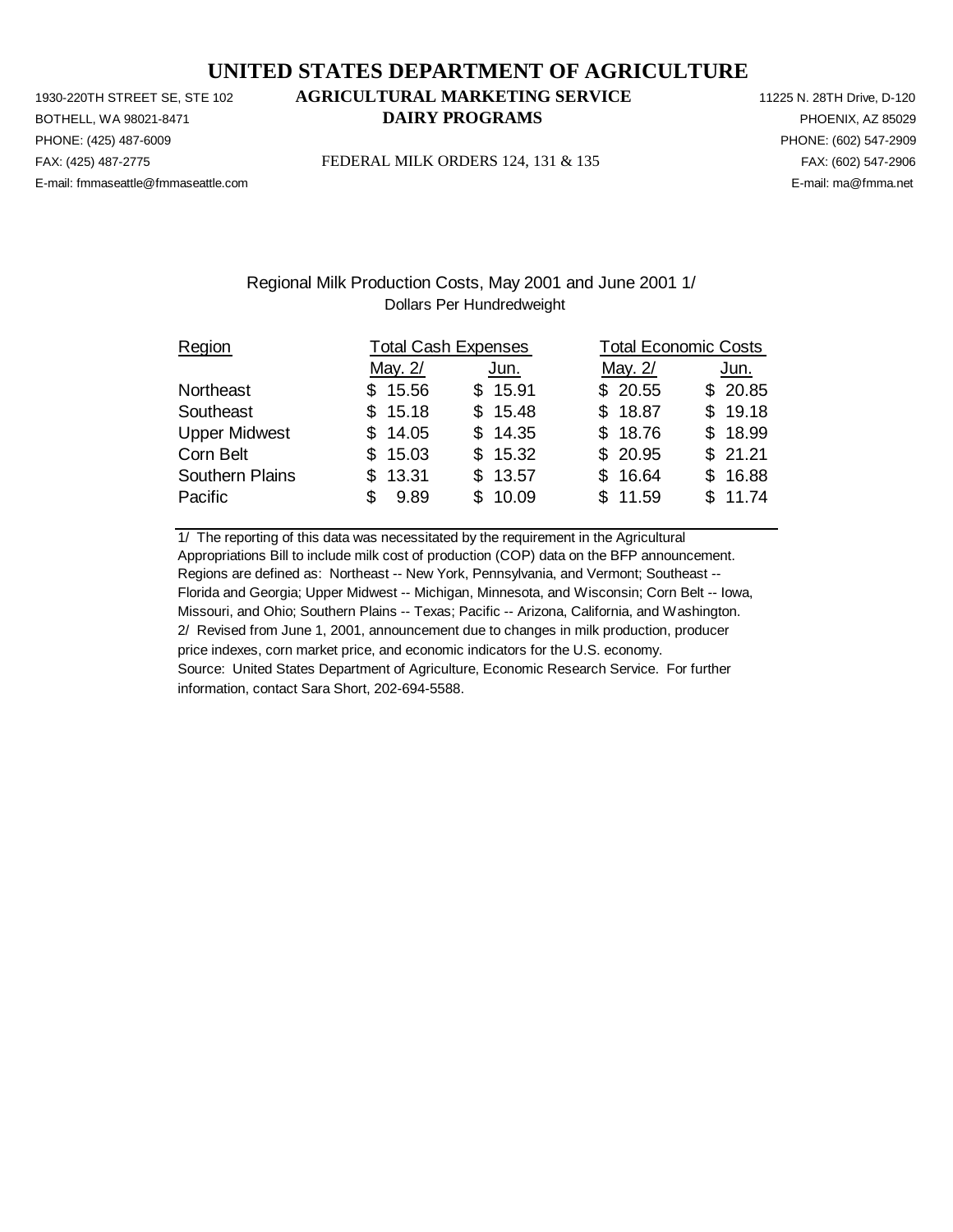# UNITED STATES DEPARTMENT OF AGRICULTURE

1930-220TH STREET SE, STE 102
BOTHELL, WA 98021-8471
PHONE: (425) 487-6009
FAX: (425) 487-2775
E-mail: fmmaseattle@fmmaseattle.com

**AGRICULTURAL MARKETING SERVICE**
**DAIRY PROGRAMS**

FEDERAL MILK ORDERS 124, 131 & 135

11225 N. 28TH Drive, D-120
PHOENIX, AZ 85029
PHONE: (602) 547-2909
FAX: (602) 547-2906
E-mail: ma@fmma.net

Regional Milk Production Costs, May 2001 and June 2001 1/
Dollars Per Hundredweight

| Region | Total Cash Expenses | | Total Economic Costs | |
|---|---|---|---|---|
| | May. 2/ | Jun. | May. 2/ | Jun. |
| Northeast | $ 15.56 | $ 15.91 | $ 20.55 | $ 20.85 |
| Southeast | $ 15.18 | $ 15.48 | $ 18.87 | $ 19.18 |
| Upper Midwest | $ 14.05 | $ 14.35 | $ 18.76 | $ 18.99 |
| Corn Belt | $ 15.03 | $ 15.32 | $ 20.95 | $ 21.21 |
| Southern Plains | $ 13.31 | $ 13.57 | $ 16.64 | $ 16.88 |
| Pacific | $ 9.89 | $ 10.09 | $ 11.59 | $ 11.74 |

1/ The reporting of this data was necessitated by the requirement in the Agricultural Appropriations Bill to include milk cost of production (COP) data on the BFP announcement. Regions are defined as: Northeast -- New York, Pennsylvania, and Vermont; Southeast -- Florida and Georgia; Upper Midwest -- Michigan, Minnesota, and Wisconsin; Corn Belt -- Iowa, Missouri, and Ohio; Southern Plains -- Texas; Pacific -- Arizona, California, and Washington.
2/ Revised from June 1, 2001, announcement due to changes in milk production, producer price indexes, corn market price, and economic indicators for the U.S. economy.
Source: United States Department of Agriculture, Economic Research Service. For further information, contact Sara Short, 202-694-5588.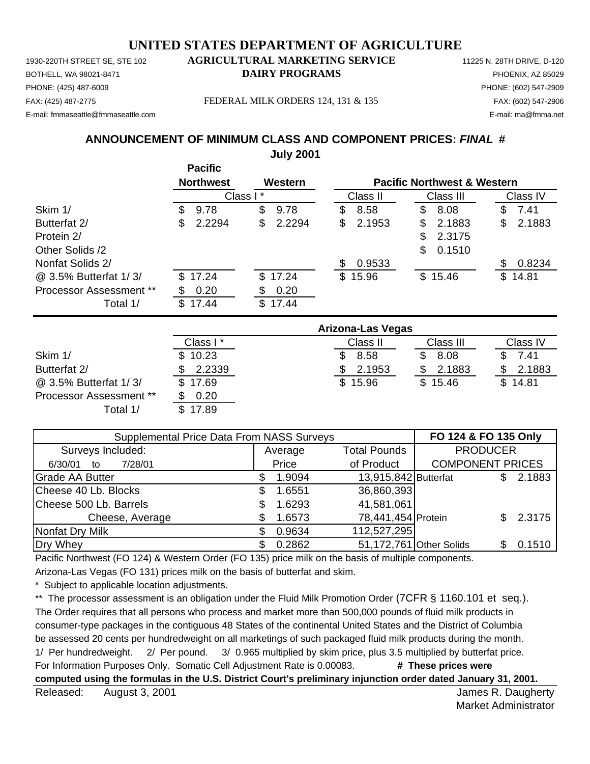# UNITED STATES DEPARTMENT OF AGRICULTURE

1930-220TH STREET SE, STE 102
BOTHELL, WA 98021-8471
PHONE: (425) 487-6009
FAX: (425) 487-2775
E-mail: fmmaseattle@fmmaseattle.com

**AGRICULTURAL MARKETING SERVICE**
**DAIRY PROGRAMS**

FEDERAL MILK ORDERS 124, 131 & 135

11225 N. 28TH DRIVE, D-120
PHOENIX, AZ 85029
PHONE: (602) 547-2909
FAX: (602) 547-2906
E-mail: ma@fmma.net

## ANNOUNCEMENT OF MINIMUM CLASS AND COMPONENT PRICES: *FINAL* #

**July 2001**

| | Pacific Northwest | Western | Pacific Northwest & Western | | |
|---|---|---|---|---|---|
| | Class I * | | Class II | Class III | Class IV |
| Skim 1/ | $ 9.78 | $ 9.78 | $ 8.58 | $ 8.08 | $ 7.41 |
| Butterfat 2/ | $ 2.2294 | $ 2.2294 | $ 2.1953 | $ 2.1883 | $ 2.1883 |
| Protein 2/ | | | | $ 2.3175 | |
| Other Solids /2 | | | | $ 0.1510 | |
| Nonfat Solids 2/ | | | $ 0.9533 | | $ 0.8234 |
| @ 3.5% Butterfat 1/ 3/ | $ 17.24 | $ 17.24 | $ 15.96 | $ 15.46 | $ 14.81 |
| Processor Assessment ** | $ 0.20 | $ 0.20 | | | |
| Total 1/ | $ 17.44 | $ 17.44 | | | |

| | Arizona-Las Vegas | | | |
|---|---|---|---|---|
| | Class I * | Class II | Class III | Class IV |
| Skim 1/ | $ 10.23 | $ 8.58 | $ 8.08 | $ 7.41 |
| Butterfat 2/ | $ 2.2339 | $ 2.1953 | $ 2.1883 | $ 2.1883 |
| @ 3.5% Butterfat 1/ 3/ | $ 17.69 | $ 15.96 | $ 15.46 | $ 14.81 |
| Processor Assessment ** | $ 0.20 | | | |
| Total 1/ | $ 17.89 | | | |

| Supplemental Price Data From NASS Surveys | | | FO 124 & FO 135 Only | |
|---|---|---|---|---|
| Surveys Included: | Average | Total Pounds | PRODUCER | |
| 6/30/01 to 7/28/01 | Price | of Product | COMPONENT PRICES | |
| Grade AA Butter | $ 1.9094 | 13,915,842 | Butterfat | $ 2.1883 |
| Cheese 40 Lb. Blocks | $ 1.6551 | 36,860,393 | | |
| Cheese 500 Lb. Barrels | $ 1.6293 | 41,581,061 | | |
| Cheese, Average | $ 1.6573 | 78,441,454 | Protein | $ 2.3175 |
| Nonfat Dry Milk | $ 0.9634 | 112,527,295 | | |
| Dry Whey | $ 0.2862 | 51,172,761 | Other Solids | $ 0.1510 |

Pacific Northwest (FO 124) & Western Order (FO 135) price milk on the basis of multiple components.

Arizona-Las Vegas (FO 131) prices milk on the basis of butterfat and skim.

\* Subject to applicable location adjustments.

** The processor assessment is an obligation under the Fluid Milk Promotion Order (7CFR § 1160.101 et seq.). The Order requires that all persons who process and market more than 500,000 pounds of fluid milk products in consumer-type packages in the contiguous 48 States of the continental United States and the District of Columbia be assessed 20 cents per hundredweight on all marketings of such packaged fluid milk products during the month.

1/ Per hundredweight. 2/ Per pound. 3/ 0.965 multiplied by skim price, plus 3.5 multiplied by butterfat price.

For Information Purposes Only. Somatic Cell Adjustment Rate is 0.00083. **# These prices were computed using the formulas in the U.S. District Court's preliminary injunction order dated January 31, 2001.**

Released: August 3, 2001

James R. Daugherty
Market Administrator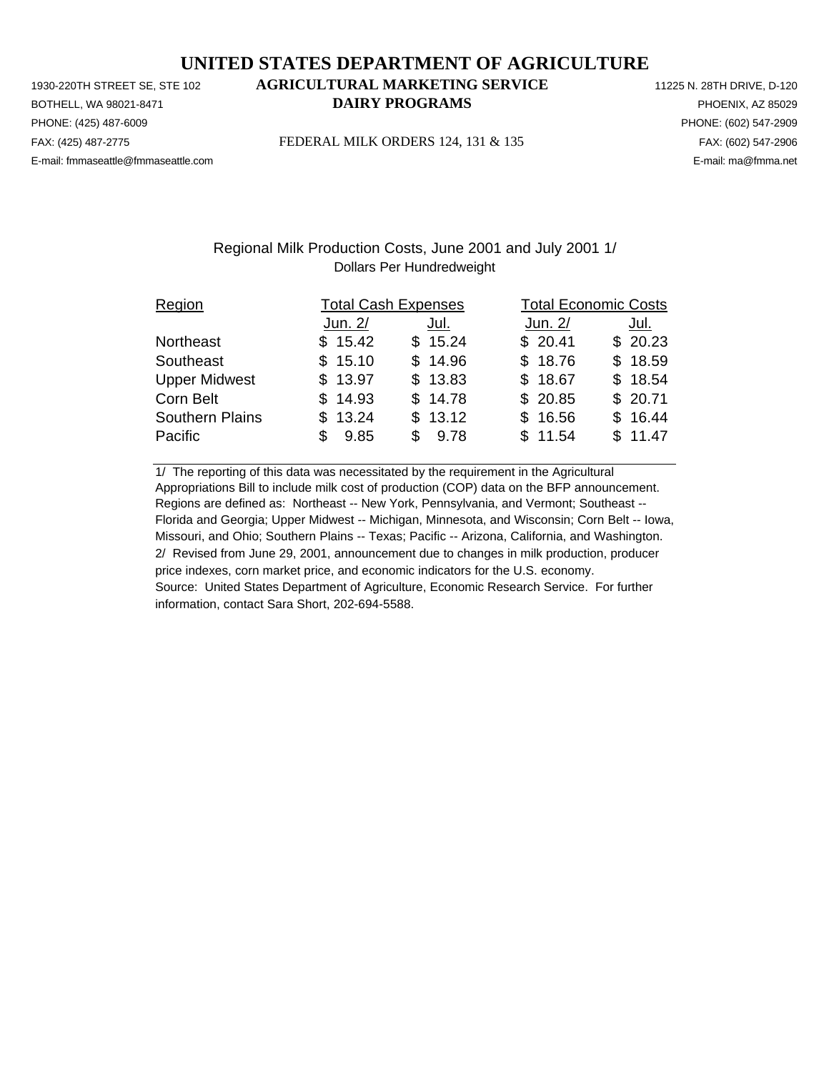# UNITED STATES DEPARTMENT OF AGRICULTURE

1930-220TH STREET SE, STE 102
BOTHELL, WA 98021-8471
PHONE: (425) 487-6009
FAX: (425) 487-2775
E-mail: fmmaseattle@fmmaseattle.com

**AGRICULTURAL MARKETING SERVICE**
**DAIRY PROGRAMS**

FEDERAL MILK ORDERS 124, 131 & 135

11225 N. 28TH DRIVE, D-120
PHOENIX, AZ 85029
PHONE: (602) 547-2909
FAX: (602) 547-2906
E-mail: ma@fmma.net

## Regional Milk Production Costs, June 2001 and July 2001 1/

Dollars Per Hundredweight

| Region | Total Cash Expenses | | Total Economic Costs | |
|---|---|---|---|---|
| | Jun. 2/ | Jul. | Jun. 2/ | Jul. |
| Northeast | $ 15.42 | $ 15.24 | $ 20.41 | $ 20.23 |
| Southeast | $ 15.10 | $ 14.96 | $ 18.76 | $ 18.59 |
| Upper Midwest | $ 13.97 | $ 13.83 | $ 18.67 | $ 18.54 |
| Corn Belt | $ 14.93 | $ 14.78 | $ 20.85 | $ 20.71 |
| Southern Plains | $ 13.24 | $ 13.12 | $ 16.56 | $ 16.44 |
| Pacific | $ 9.85 | $ 9.78 | $ 11.54 | $ 11.47 |

1/ The reporting of this data was necessitated by the requirement in the Agricultural Appropriations Bill to include milk cost of production (COP) data on the BFP announcement. Regions are defined as: Northeast -- New York, Pennsylvania, and Vermont; Southeast -- Florida and Georgia; Upper Midwest -- Michigan, Minnesota, and Wisconsin; Corn Belt -- Iowa, Missouri, and Ohio; Southern Plains -- Texas; Pacific -- Arizona, California, and Washington.
2/ Revised from June 29, 2001, announcement due to changes in milk production, producer price indexes, corn market price, and economic indicators for the U.S. economy.
Source: United States Department of Agriculture, Economic Research Service. For further information, contact Sara Short, 202-694-5588.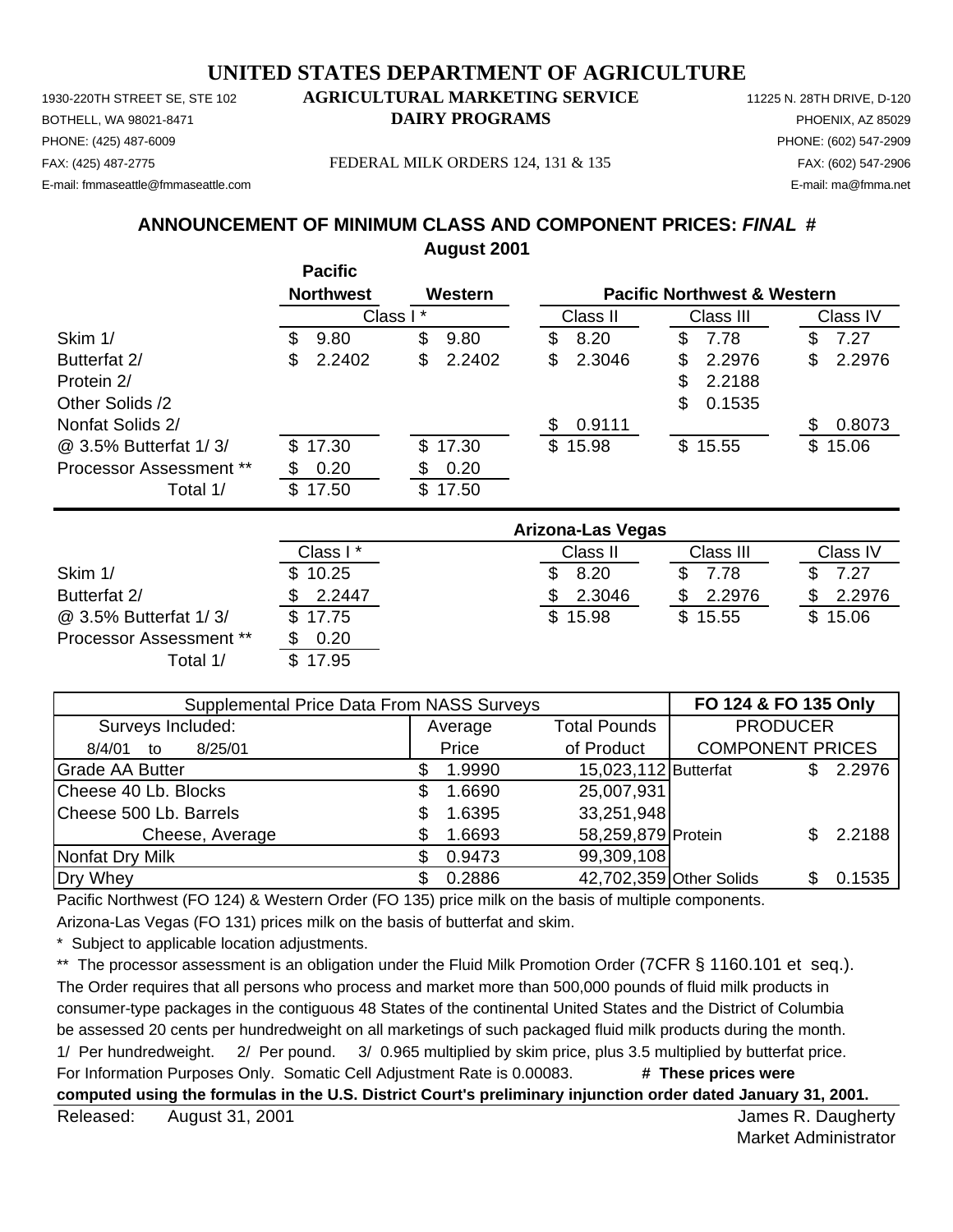# UNITED STATES DEPARTMENT OF AGRICULTURE

1930-220TH STREET SE, STE 102
BOTHELL, WA 98021-8471
PHONE: (425) 487-6009
FAX: (425) 487-2775
E-mail: fmmaseattle@fmmaseattle.com

**AGRICULTURAL MARKETING SERVICE**
**DAIRY PROGRAMS**

FEDERAL MILK ORDERS 124, 131 & 135

11225 N. 28TH DRIVE, D-120
PHOENIX, AZ 85029
PHONE: (602) 547-2909
FAX: (602) 547-2906
E-mail: ma@fmma.net

## ANNOUNCEMENT OF MINIMUM CLASS AND COMPONENT PRICES: *FINAL* #

**August 2001**

| | Pacific Northwest | Western | Pacific Northwest & Western | | |
|---|---|---|---|---|---|
| | Class I * | | Class II | Class III | Class IV |
| Skim 1/ | $ 9.80 | $ 9.80 | $ 8.20 | $ 7.78 | $ 7.27 |
| Butterfat 2/ | $ 2.2402 | $ 2.2402 | $ 2.3046 | $ 2.2976 | $ 2.2976 |
| Protein 2/ | | | | $ 2.2188 | |
| Other Solids /2 | | | | $ 0.1535 | |
| Nonfat Solids 2/ | | | $ 0.9111 | | $ 0.8073 |
| @ 3.5% Butterfat 1/ 3/ | $ 17.30 | $ 17.30 | $ 15.98 | $ 15.55 | $ 15.06 |
| Processor Assessment ** | $ 0.20 | $ 0.20 | | | |
| Total 1/ | $ 17.50 | $ 17.50 | | | |

| | Arizona-Las Vegas | | | |
|---|---|---|---|---|
| | Class I * | Class II | Class III | Class IV |
| Skim 1/ | $ 10.25 | $ 8.20 | $ 7.78 | $ 7.27 |
| Butterfat 2/ | $ 2.2447 | $ 2.3046 | $ 2.2976 | $ 2.2976 |
| @ 3.5% Butterfat 1/ 3/ | $ 17.75 | $ 15.98 | $ 15.55 | $ 15.06 |
| Processor Assessment ** | $ 0.20 | | | |
| Total 1/ | $ 17.95 | | | |

| Supplemental Price Data From NASS Surveys | | | FO 124 & FO 135 Only | |
|---|---|---|---|---|
| Surveys Included: | Average | Total Pounds | PRODUCER | |
| 8/4/01 to 8/25/01 | Price | of Product | COMPONENT PRICES | |
| Grade AA Butter | $ 1.9990 | 15,023,112 | Butterfat | $ 2.2976 |
| Cheese 40 Lb. Blocks | $ 1.6690 | 25,007,931 | | |
| Cheese 500 Lb. Barrels | $ 1.6395 | 33,251,948 | | |
| Cheese, Average | $ 1.6693 | 58,259,879 | Protein | $ 2.2188 |
| Nonfat Dry Milk | $ 0.9473 | 99,309,108 | | |
| Dry Whey | $ 0.2886 | 42,702,359 | Other Solids | $ 0.1535 |

Pacific Northwest (FO 124) & Western Order (FO 135) price milk on the basis of multiple components.

Arizona-Las Vegas (FO 131) prices milk on the basis of butterfat and skim.

\* Subject to applicable location adjustments.

\*\* The processor assessment is an obligation under the Fluid Milk Promotion Order (7CFR § 1160.101 et seq.). The Order requires that all persons who process and market more than 500,000 pounds of fluid milk products in consumer-type packages in the contiguous 48 States of the continental United States and the District of Columbia be assessed 20 cents per hundredweight on all marketings of such packaged fluid milk products during the month.

1/ Per hundredweight. 2/ Per pound. 3/ 0.965 multiplied by skim price, plus 3.5 multiplied by butterfat price.

For Information Purposes Only. Somatic Cell Adjustment Rate is 0.00083. **# These prices were computed using the formulas in the U.S. District Court's preliminary injunction order dated January 31, 2001.**

Released: August 31, 2001

James R. Daugherty
Market Administrator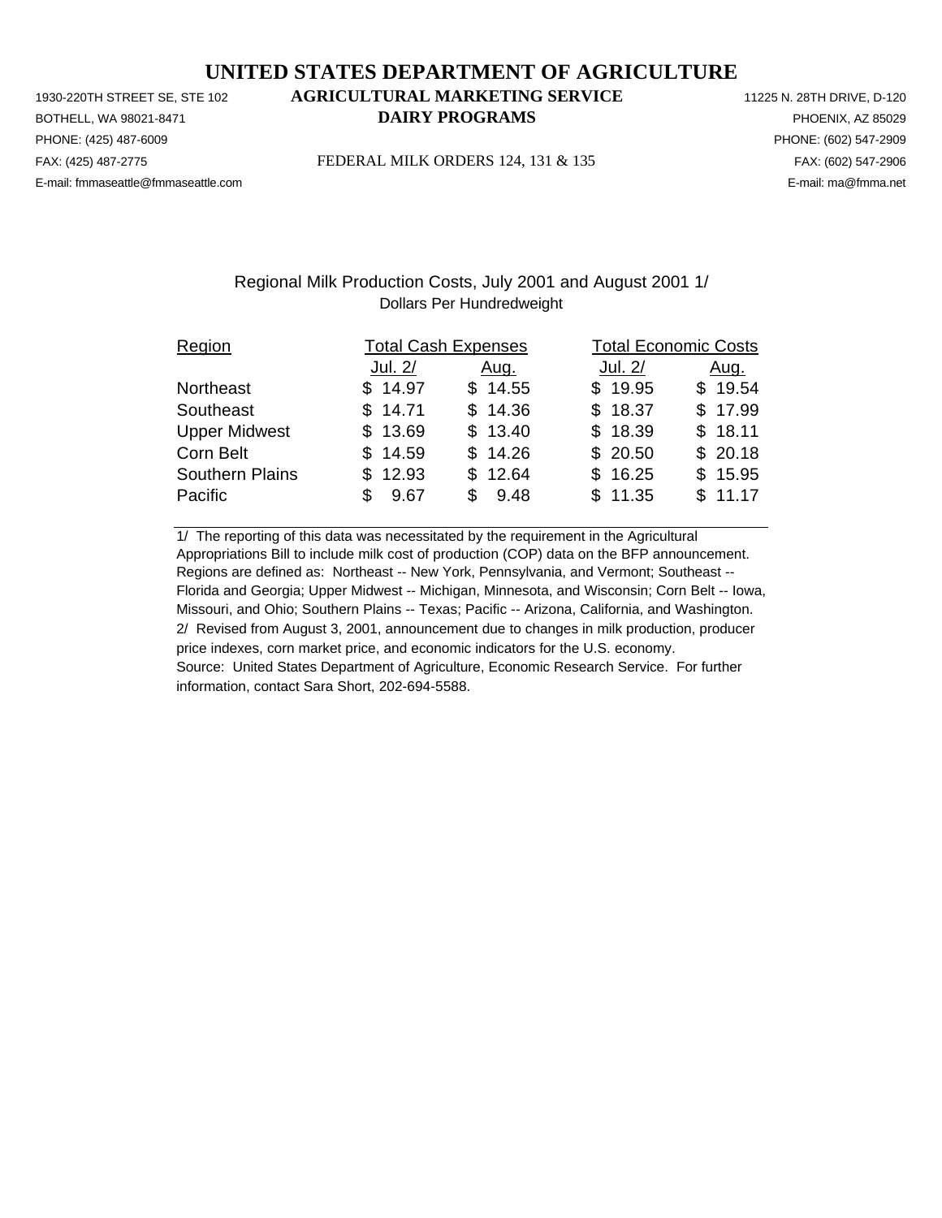# UNITED STATES DEPARTMENT OF AGRICULTURE

1930-220TH STREET SE, STE 102 
BOTHELL, WA 98021-8471 
PHONE: (425) 487-6009 
FAX: (425) 487-2775 
E-mail: fmmaseattle@fmmaseattle.com

**AGRICULTURAL MARKETING SERVICE**
**DAIRY PROGRAMS**

FEDERAL MILK ORDERS 124, 131 & 135

11225 N. 28TH DRIVE, D-120 
PHOENIX, AZ 85029 
PHONE: (602) 547-2909 
FAX: (602) 547-2906 
E-mail: ma@fmma.net

## Regional Milk Production Costs, July 2001 and August 2001 1/

Dollars Per Hundredweight

| Region | Total Cash Expenses | | Total Economic Costs | |
|---|---|---|---|---|
| | Jul. 2/ | Aug. | Jul. 2/ | Aug. |
| Northeast | $ 14.97 | $ 14.55 | $ 19.95 | $ 19.54 |
| Southeast | $ 14.71 | $ 14.36 | $ 18.37 | $ 17.99 |
| Upper Midwest | $ 13.69 | $ 13.40 | $ 18.39 | $ 18.11 |
| Corn Belt | $ 14.59 | $ 14.26 | $ 20.50 | $ 20.18 |
| Southern Plains | $ 12.93 | $ 12.64 | $ 16.25 | $ 15.95 |
| Pacific | $ 9.67 | $ 9.48 | $ 11.35 | $ 11.17 |

1/ The reporting of this data was necessitated by the requirement in the Agricultural Appropriations Bill to include milk cost of production (COP) data on the BFP announcement. Regions are defined as: Northeast -- New York, Pennsylvania, and Vermont; Southeast -- Florida and Georgia; Upper Midwest -- Michigan, Minnesota, and Wisconsin; Corn Belt -- Iowa, Missouri, and Ohio; Southern Plains -- Texas; Pacific -- Arizona, California, and Washington.
2/ Revised from August 3, 2001, announcement due to changes in milk production, producer price indexes, corn market price, and economic indicators for the U.S. economy.
Source: United States Department of Agriculture, Economic Research Service. For further information, contact Sara Short, 202-694-5588.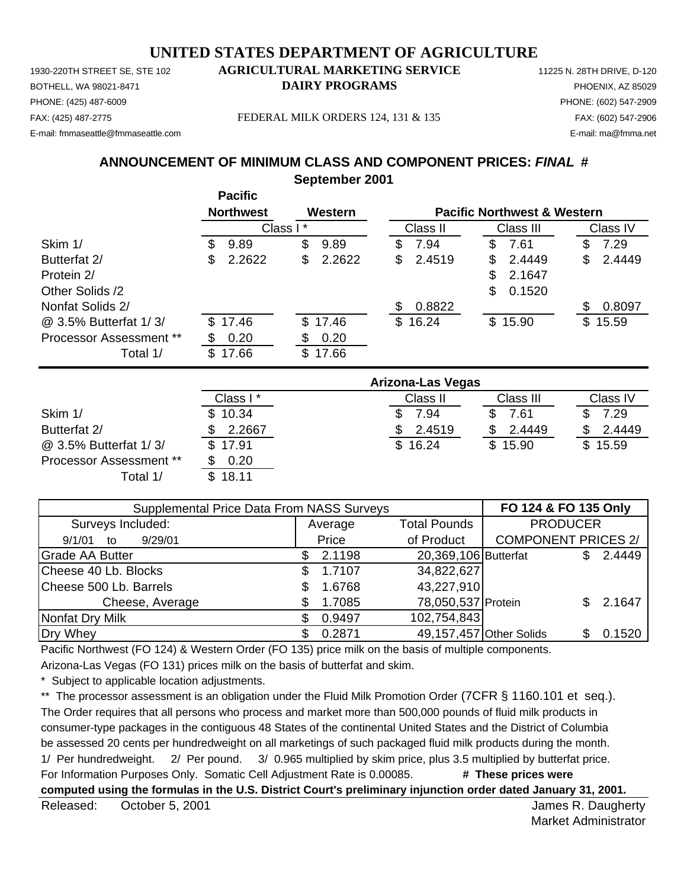# UNITED STATES DEPARTMENT OF AGRICULTURE

1930-220TH STREET SE, STE 102 — **AGRICULTURAL MARKETING SERVICE** — 11225 N. 28TH DRIVE, D-120

BOTHELL, WA 98021-8471 — **DAIRY PROGRAMS** — PHOENIX, AZ 85029

PHONE: (425) 487-6009 — PHONE: (602) 547-2909

FAX: (425) 487-2775 — FEDERAL MILK ORDERS 124, 131 & 135 — FAX: (602) 547-2906

E-mail: fmmaseattle@fmmaseattle.com — E-mail: ma@fmma.net

## ANNOUNCEMENT OF MINIMUM CLASS AND COMPONENT PRICES: *FINAL* #

## September 2001

| | Pacific Northwest | Western | Pacific Northwest & Western | | |
|---|---|---|---|---|---|
| | Class I * | | Class II | Class III | Class IV |
| Skim 1/ | $ 9.89 | $ 9.89 | $ 7.94 | $ 7.61 | $ 7.29 |
| Butterfat 2/ | $ 2.2622 | $ 2.2622 | $ 2.4519 | $ 2.4449 | $ 2.4449 |
| Protein 2/ | | | | $ 2.1647 | |
| Other Solids /2 | | | | $ 0.1520 | |
| Nonfat Solids 2/ | | | $ 0.8822 | | $ 0.8097 |
| @ 3.5% Butterfat 1/ 3/ | $ 17.46 | $ 17.46 | $ 16.24 | $ 15.90 | $ 15.59 |
| Processor Assessment ** | $ 0.20 | $ 0.20 | | | |
| Total 1/ | $ 17.66 | $ 17.66 | | | |

| | Arizona-Las Vegas | | | |
|---|---|---|---|---|
| | Class I * | Class II | Class III | Class IV |
| Skim 1/ | $ 10.34 | $ 7.94 | $ 7.61 | $ 7.29 |
| Butterfat 2/ | $ 2.2667 | $ 2.4519 | $ 2.4449 | $ 2.4449 |
| @ 3.5% Butterfat 1/ 3/ | $ 17.91 | $ 16.24 | $ 15.90 | $ 15.59 |
| Processor Assessment ** | $ 0.20 | | | |
| Total 1/ | $ 18.11 | | | |

| Supplemental Price Data From NASS Surveys | | | FO 124 & FO 135 Only | |
|---|---|---|---|---|
| Surveys Included: | Average | Total Pounds | PRODUCER | |
| 9/1/01 to 9/29/01 | Price | of Product | COMPONENT PRICES 2/ | |
| Grade AA Butter | $ 2.1198 | 20,369,106 | Butterfat | $ 2.4449 |
| Cheese 40 Lb. Blocks | $ 1.7107 | 34,822,627 | | |
| Cheese 500 Lb. Barrels | $ 1.6768 | 43,227,910 | | |
| Cheese, Average | $ 1.7085 | 78,050,537 | Protein | $ 2.1647 |
| Nonfat Dry Milk | $ 0.9497 | 102,754,843 | | |
| Dry Whey | $ 0.2871 | 49,157,457 | Other Solids | $ 0.1520 |

Pacific Northwest (FO 124) & Western Order (FO 135) price milk on the basis of multiple components.

Arizona-Las Vegas (FO 131) prices milk on the basis of butterfat and skim.

\* Subject to applicable location adjustments.

\*\* The processor assessment is an obligation under the Fluid Milk Promotion Order (7CFR § 1160.101 et seq.). The Order requires that all persons who process and market more than 500,000 pounds of fluid milk products in consumer-type packages in the contiguous 48 States of the continental United States and the District of Columbia be assessed 20 cents per hundredweight on all marketings of such packaged fluid milk products during the month.

1/ Per hundredweight. 2/ Per pound. 3/ 0.965 multiplied by skim price, plus 3.5 multiplied by butterfat price.

For Information Purposes Only. Somatic Cell Adjustment Rate is 0.00085. **# These prices were computed using the formulas in the U.S. District Court's preliminary injunction order dated January 31, 2001.**

Released: October 5, 2001

James R. Daugherty
Market Administrator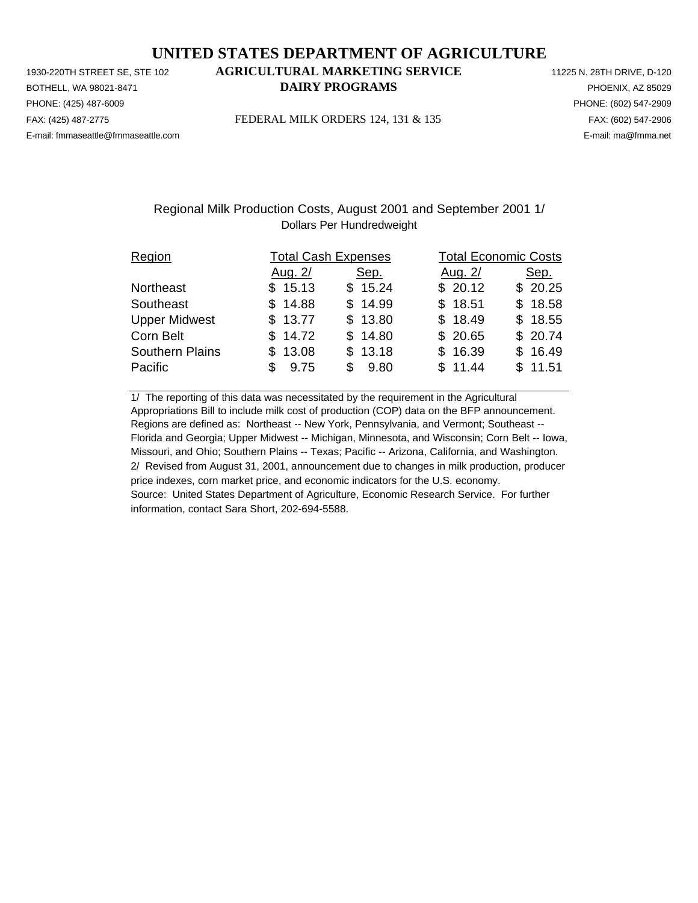# UNITED STATES DEPARTMENT OF AGRICULTURE

1930-220TH STREET SE, STE 102
BOTHELL, WA 98021-8471
PHONE: (425) 487-6009
FAX: (425) 487-2775
E-mail: fmmaseattle@fmmaseattle.com

**AGRICULTURAL MARKETING SERVICE**
**DAIRY PROGRAMS**

FEDERAL MILK ORDERS 124, 131 & 135

11225 N. 28TH DRIVE, D-120
PHOENIX, AZ 85029
PHONE: (602) 547-2909
FAX: (602) 547-2906
E-mail: ma@fmma.net

## Regional Milk Production Costs, August 2001 and September 2001 1/

Dollars Per Hundredweight

| Region | Total Cash Expenses | | Total Economic Costs | |
|---|---|---|---|---|
| | Aug. 2/ | Sep. | Aug. 2/ | Sep. |
| Northeast | $ 15.13 | $ 15.24 | $ 20.12 | $ 20.25 |
| Southeast | $ 14.88 | $ 14.99 | $ 18.51 | $ 18.58 |
| Upper Midwest | $ 13.77 | $ 13.80 | $ 18.49 | $ 18.55 |
| Corn Belt | $ 14.72 | $ 14.80 | $ 20.65 | $ 20.74 |
| Southern Plains | $ 13.08 | $ 13.18 | $ 16.39 | $ 16.49 |
| Pacific | $ 9.75 | $ 9.80 | $ 11.44 | $ 11.51 |

1/ The reporting of this data was necessitated by the requirement in the Agricultural Appropriations Bill to include milk cost of production (COP) data on the BFP announcement. Regions are defined as: Northeast -- New York, Pennsylvania, and Vermont; Southeast -- Florida and Georgia; Upper Midwest -- Michigan, Minnesota, and Wisconsin; Corn Belt -- Iowa, Missouri, and Ohio; Southern Plains -- Texas; Pacific -- Arizona, California, and Washington.
2/ Revised from August 31, 2001, announcement due to changes in milk production, producer price indexes, corn market price, and economic indicators for the U.S. economy.
Source: United States Department of Agriculture, Economic Research Service. For further information, contact Sara Short, 202-694-5588.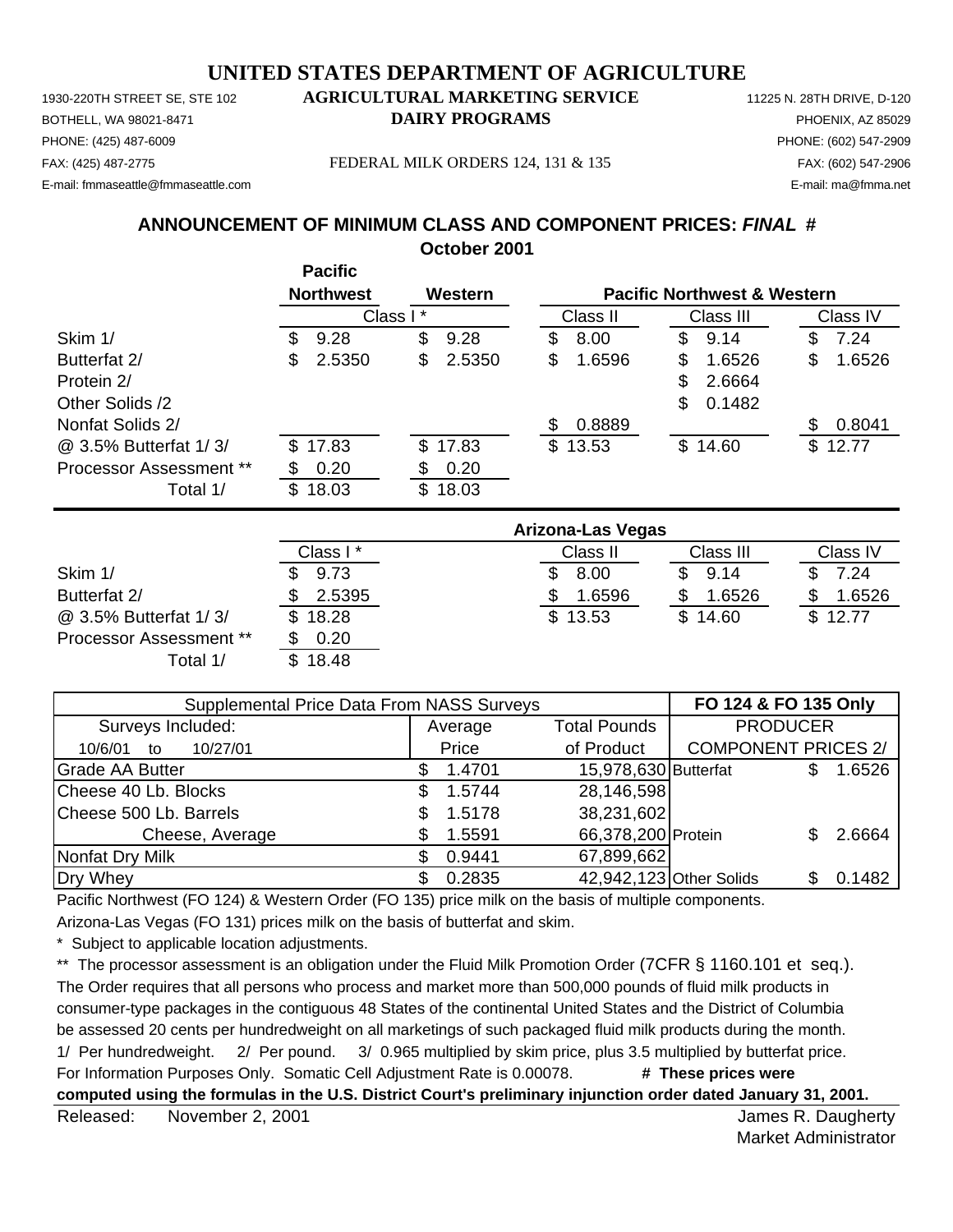# UNITED STATES DEPARTMENT OF AGRICULTURE

1930-220TH STREET SE, STE 102
BOTHELL, WA 98021-8471
PHONE: (425) 487-6009
FAX: (425) 487-2775
E-mail: fmmaseattle@fmmaseattle.com

**AGRICULTURAL MARKETING SERVICE**
**DAIRY PROGRAMS**

FEDERAL MILK ORDERS 124, 131 & 135

11225 N. 28TH DRIVE, D-120
PHOENIX, AZ 85029
PHONE: (602) 547-2909
FAX: (602) 547-2906
E-mail: ma@fmma.net

## ANNOUNCEMENT OF MINIMUM CLASS AND COMPONENT PRICES: *FINAL* #

**October 2001**

| | Pacific Northwest | Western | Pacific Northwest & Western | | |
|---|---|---|---|---|---|
| | Class I * | | Class II | Class III | Class IV |
| Skim 1/ | $ 9.28 | $ 9.28 | $ 8.00 | $ 9.14 | $ 7.24 |
| Butterfat 2/ | $ 2.5350 | $ 2.5350 | $ 1.6596 | $ 1.6526 | $ 1.6526 |
| Protein 2/ | | | | $ 2.6664 | |
| Other Solids /2 | | | | $ 0.1482 | |
| Nonfat Solids 2/ | | | $ 0.8889 | | $ 0.8041 |
| @ 3.5% Butterfat 1/ 3/ | $ 17.83 | $ 17.83 | $ 13.53 | $ 14.60 | $ 12.77 |
| Processor Assessment ** | $ 0.20 | $ 0.20 | | | |
| Total 1/ | $ 18.03 | $ 18.03 | | | |

| | Arizona-Las Vegas | | | |
|---|---|---|---|---|
| | Class I * | Class II | Class III | Class IV |
| Skim 1/ | $ 9.73 | $ 8.00 | $ 9.14 | $ 7.24 |
| Butterfat 2/ | $ 2.5395 | $ 1.6596 | $ 1.6526 | $ 1.6526 |
| @ 3.5% Butterfat 1/ 3/ | $ 18.28 | $ 13.53 | $ 14.60 | $ 12.77 |
| Processor Assessment ** | $ 0.20 | | | |
| Total 1/ | $ 18.48 | | | |

| Supplemental Price Data From NASS Surveys | | | FO 124 & FO 135 Only | |
|---|---|---|---|---|
| Surveys Included: | Average | Total Pounds | PRODUCER | |
| 10/6/01 to 10/27/01 | Price | of Product | COMPONENT PRICES 2/ | |
| Grade AA Butter | $ 1.4701 | 15,978,630 | Butterfat | $ 1.6526 |
| Cheese 40 Lb. Blocks | $ 1.5744 | 28,146,598 | | |
| Cheese 500 Lb. Barrels | $ 1.5178 | 38,231,602 | | |
| Cheese, Average | $ 1.5591 | 66,378,200 | Protein | $ 2.6664 |
| Nonfat Dry Milk | $ 0.9441 | 67,899,662 | | |
| Dry Whey | $ 0.2835 | 42,942,123 | Other Solids | $ 0.1482 |

Pacific Northwest (FO 124) & Western Order (FO 135) price milk on the basis of multiple components.

Arizona-Las Vegas (FO 131) prices milk on the basis of butterfat and skim.

\* Subject to applicable location adjustments.

** The processor assessment is an obligation under the Fluid Milk Promotion Order (7CFR § 1160.101 et seq.). The Order requires that all persons who process and market more than 500,000 pounds of fluid milk products in consumer-type packages in the contiguous 48 States of the continental United States and the District of Columbia be assessed 20 cents per hundredweight on all marketings of such packaged fluid milk products during the month.

1/ Per hundredweight. 2/ Per pound. 3/ 0.965 multiplied by skim price, plus 3.5 multiplied by butterfat price.

For Information Purposes Only. Somatic Cell Adjustment Rate is 0.00078. **# These prices were computed using the formulas in the U.S. District Court's preliminary injunction order dated January 31, 2001.**

Released: November 2, 2001

James R. Daugherty
Market Administrator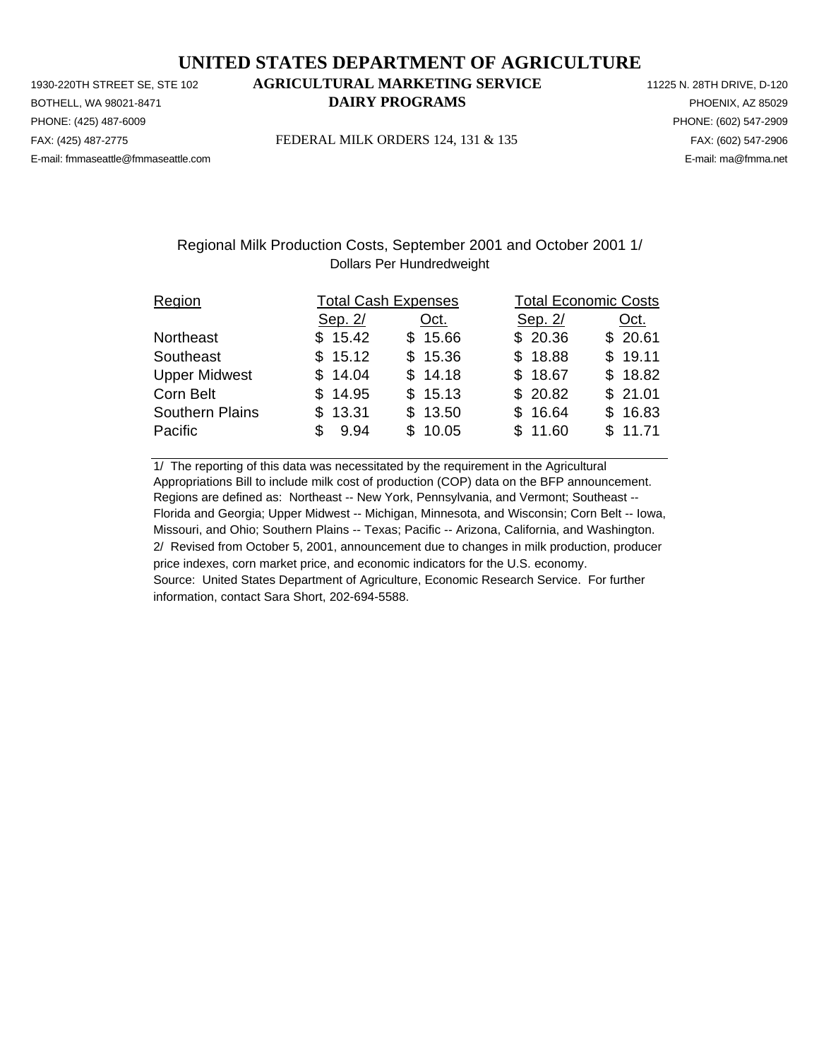# UNITED STATES DEPARTMENT OF AGRICULTURE

1930-220TH STREET SE, STE 102 **AGRICULTURAL MARKETING SERVICE** 11225 N. 28TH DRIVE, D-120
BOTHELL, WA 98021-8471 **DAIRY PROGRAMS** PHOENIX, AZ 85029
PHONE: (425) 487-6009 PHONE: (602) 547-2909
FAX: (425) 487-2775 FEDERAL MILK ORDERS 124, 131 & 135 FAX: (602) 547-2906
E-mail: fmmaseattle@fmmaseattle.com E-mail: ma@fmma.net

Regional Milk Production Costs, September 2001 and October 2001 1/
Dollars Per Hundredweight

| Region | Total Cash Expenses | | Total Economic Costs | |
|---|---|---|---|---|
| | Sep. 2/ | Oct. | Sep. 2/ | Oct. |
| Northeast | $ 15.42 | $ 15.66 | $ 20.36 | $ 20.61 |
| Southeast | $ 15.12 | $ 15.36 | $ 18.88 | $ 19.11 |
| Upper Midwest | $ 14.04 | $ 14.18 | $ 18.67 | $ 18.82 |
| Corn Belt | $ 14.95 | $ 15.13 | $ 20.82 | $ 21.01 |
| Southern Plains | $ 13.31 | $ 13.50 | $ 16.64 | $ 16.83 |
| Pacific | $ 9.94 | $ 10.05 | $ 11.60 | $ 11.71 |

1/ The reporting of this data was necessitated by the requirement in the Agricultural Appropriations Bill to include milk cost of production (COP) data on the BFP announcement. Regions are defined as: Northeast -- New York, Pennsylvania, and Vermont; Southeast -- Florida and Georgia; Upper Midwest -- Michigan, Minnesota, and Wisconsin; Corn Belt -- Iowa, Missouri, and Ohio; Southern Plains -- Texas; Pacific -- Arizona, California, and Washington.
2/ Revised from October 5, 2001, announcement due to changes in milk production, producer price indexes, corn market price, and economic indicators for the U.S. economy.
Source: United States Department of Agriculture, Economic Research Service. For further information, contact Sara Short, 202-694-5588.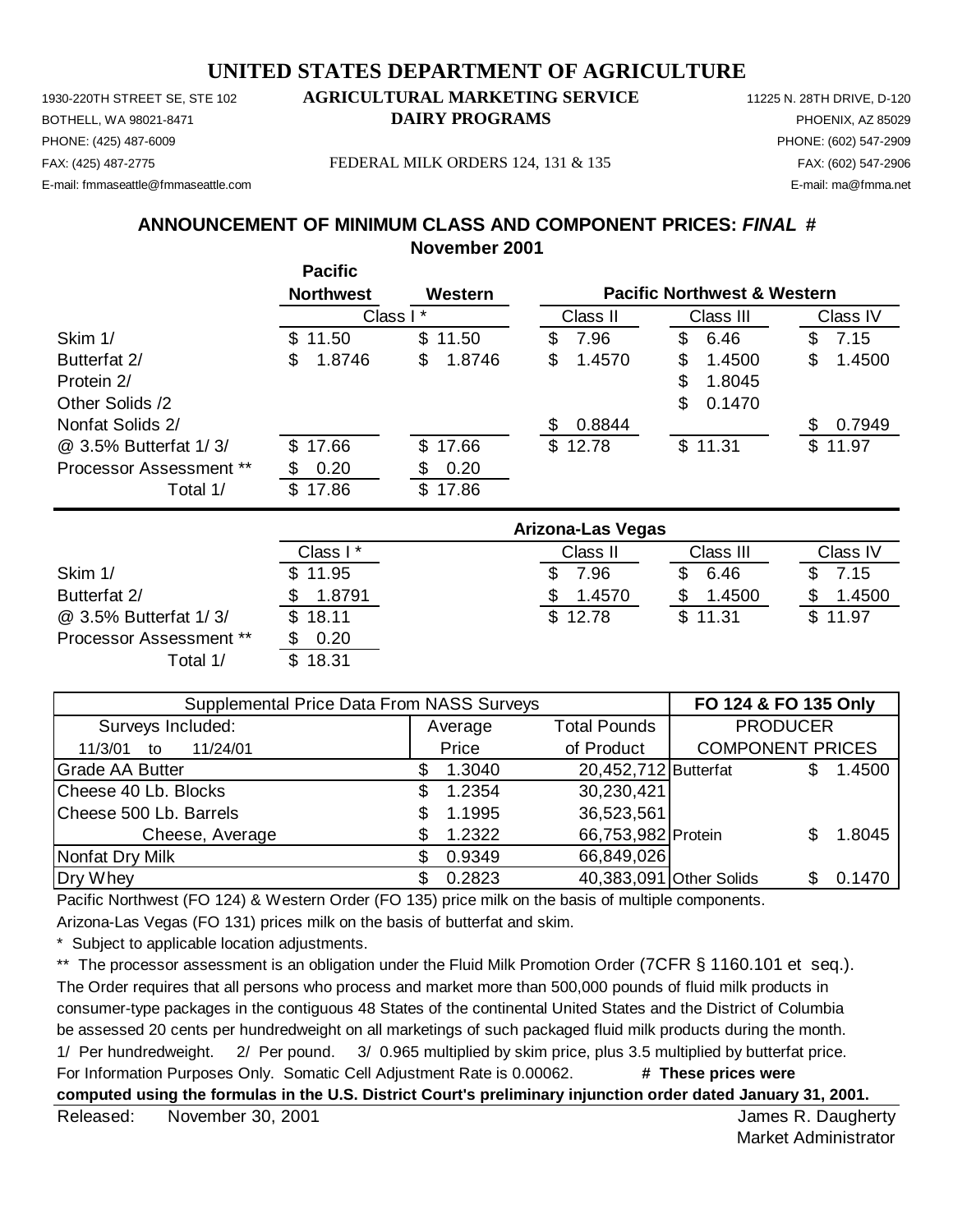# UNITED STATES DEPARTMENT OF AGRICULTURE

1930-220TH STREET SE, STE 102 | **AGRICULTURAL MARKETING SERVICE** | 11225 N. 28TH DRIVE, D-120
BOTHELL, WA 98021-8471 | **DAIRY PROGRAMS** | PHOENIX, AZ 85029
PHONE: (425) 487-6009 | PHONE: (602) 547-2909
FAX: (425) 487-2775 | FEDERAL MILK ORDERS 124, 131 & 135 | FAX: (602) 547-2906
E-mail: fmmaseattle@fmmaseattle.com | E-mail: ma@fmma.net

## ANNOUNCEMENT OF MINIMUM CLASS AND COMPONENT PRICES: *FINAL* #

**November 2001**

| | Pacific Northwest | Western | Pacific Northwest & Western | | |
|---|---|---|---|---|---|
| | Class I * | | Class II | Class III | Class IV |
| Skim 1/ | $ 11.50 | $ 11.50 | $ 7.96 | $ 6.46 | $ 7.15 |
| Butterfat 2/ | $ 1.8746 | $ 1.8746 | $ 1.4570 | $ 1.4500 | $ 1.4500 |
| Protein 2/ | | | | $ 1.8045 | |
| Other Solids /2 | | | | $ 0.1470 | |
| Nonfat Solids 2/ | | | $ 0.8844 | | $ 0.7949 |
| @ 3.5% Butterfat 1/ 3/ | $ 17.66 | $ 17.66 | $ 12.78 | $ 11.31 | $ 11.97 |
| Processor Assessment ** | $ 0.20 | $ 0.20 | | | |
| Total 1/ | $ 17.86 | $ 17.86 | | | |

| | Arizona-Las Vegas | | | |
|---|---|---|---|---|
| | Class I * | Class II | Class III | Class IV |
| Skim 1/ | $ 11.95 | $ 7.96 | $ 6.46 | $ 7.15 |
| Butterfat 2/ | $ 1.8791 | $ 1.4570 | $ 1.4500 | $ 1.4500 |
| @ 3.5% Butterfat 1/ 3/ | $ 18.11 | $ 12.78 | $ 11.31 | $ 11.97 |
| Processor Assessment ** | $ 0.20 | | | |
| Total 1/ | $ 18.31 | | | |

| Supplemental Price Data From NASS Surveys | | | FO 124 & FO 135 Only | |
|---|---|---|---|---|
| Surveys Included: | Average | Total Pounds | PRODUCER | |
| 11/3/01 to 11/24/01 | Price | of Product | COMPONENT PRICES | |
| Grade AA Butter | $ 1.3040 | 20,452,712 | Butterfat | $ 1.4500 |
| Cheese 40 Lb. Blocks | $ 1.2354 | 30,230,421 | | |
| Cheese 500 Lb. Barrels | $ 1.1995 | 36,523,561 | | |
| Cheese, Average | $ 1.2322 | 66,753,982 | Protein | $ 1.8045 |
| Nonfat Dry Milk | $ 0.9349 | 66,849,026 | | |
| Dry Whey | $ 0.2823 | 40,383,091 | Other Solids | $ 0.1470 |

Pacific Northwest (FO 124) & Western Order (FO 135) price milk on the basis of multiple components.

Arizona-Las Vegas (FO 131) prices milk on the basis of butterfat and skim.

\* Subject to applicable location adjustments.

** The processor assessment is an obligation under the Fluid Milk Promotion Order (7CFR § 1160.101 et seq.). The Order requires that all persons who process and market more than 500,000 pounds of fluid milk products in consumer-type packages in the contiguous 48 States of the continental United States and the District of Columbia be assessed 20 cents per hundredweight on all marketings of such packaged fluid milk products during the month.

1/ Per hundredweight. 2/ Per pound. 3/ 0.965 multiplied by skim price, plus 3.5 multiplied by butterfat price.

For Information Purposes Only. Somatic Cell Adjustment Rate is 0.00062. **# These prices were computed using the formulas in the U.S. District Court's preliminary injunction order dated January 31, 2001.**

Released: November 30, 2001

James R. Daugherty
Market Administrator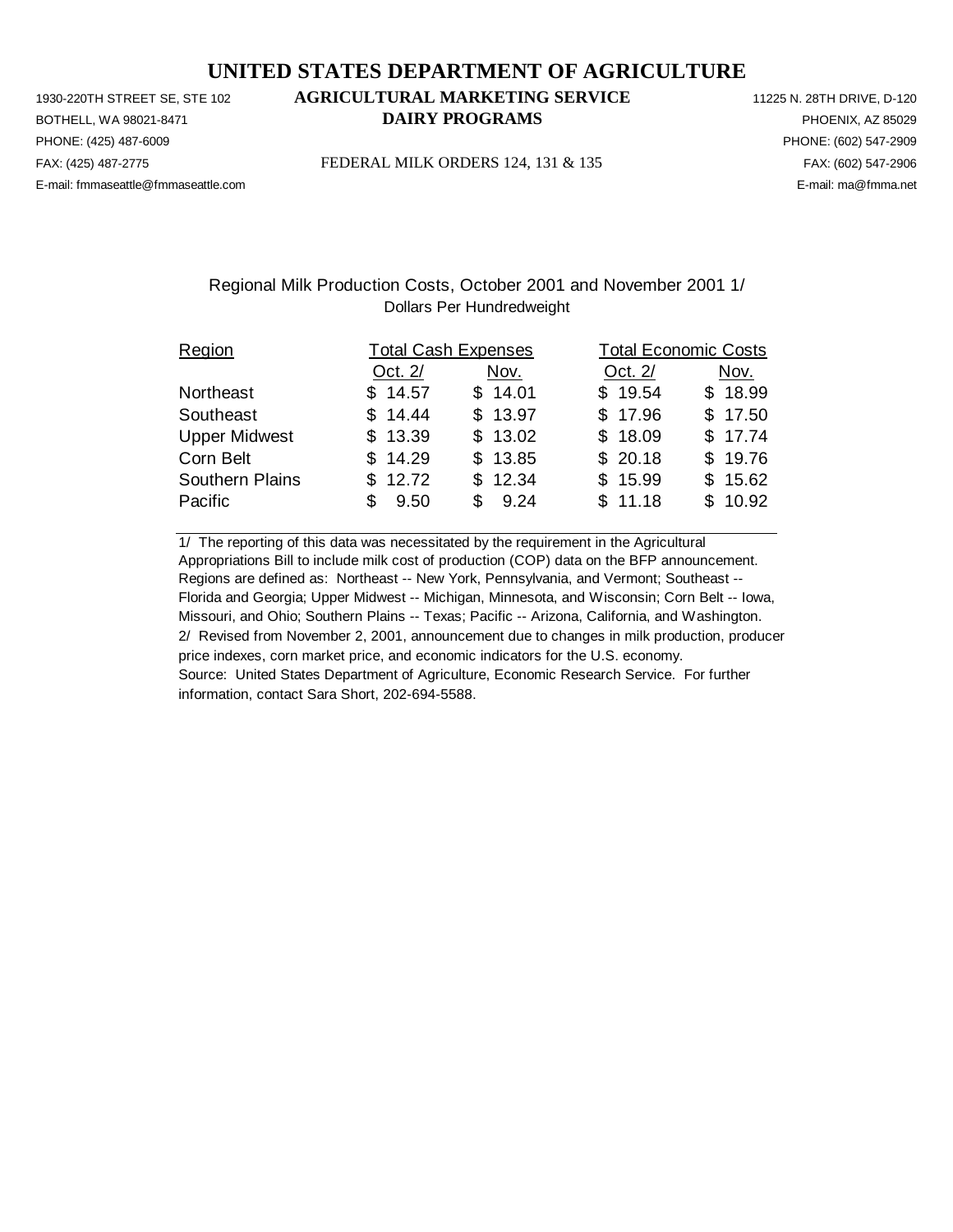# UNITED STATES DEPARTMENT OF AGRICULTURE

## AGRICULTURAL MARKETING SERVICE

## DAIRY PROGRAMS

1930-220TH STREET SE, STE 102
BOTHELL, WA 98021-8471
PHONE: (425) 487-6009
FAX: (425) 487-2775
E-mail: fmmaseattle@fmmaseattle.com

FEDERAL MILK ORDERS 124, 131 & 135

11225 N. 28TH DRIVE, D-120
PHOENIX, AZ 85029
PHONE: (602) 547-2909
FAX: (602) 547-2906
E-mail: ma@fmma.net

Regional Milk Production Costs, October 2001 and November 2001 1/
Dollars Per Hundredweight

| Region | Total Cash Expenses | | Total Economic Costs | |
|---|---|---|---|---|
| | Oct. 2/ | Nov. | Oct. 2/ | Nov. |
| Northeast | $ 14.57 | $ 14.01 | $ 19.54 | $ 18.99 |
| Southeast | $ 14.44 | $ 13.97 | $ 17.96 | $ 17.50 |
| Upper Midwest | $ 13.39 | $ 13.02 | $ 18.09 | $ 17.74 |
| Corn Belt | $ 14.29 | $ 13.85 | $ 20.18 | $ 19.76 |
| Southern Plains | $ 12.72 | $ 12.34 | $ 15.99 | $ 15.62 |
| Pacific | $ 9.50 | $ 9.24 | $ 11.18 | $ 10.92 |

1/ The reporting of this data was necessitated by the requirement in the Agricultural Appropriations Bill to include milk cost of production (COP) data on the BFP announcement. Regions are defined as: Northeast -- New York, Pennsylvania, and Vermont; Southeast -- Florida and Georgia; Upper Midwest -- Michigan, Minnesota, and Wisconsin; Corn Belt -- Iowa, Missouri, and Ohio; Southern Plains -- Texas; Pacific -- Arizona, California, and Washington.
2/ Revised from November 2, 2001, announcement due to changes in milk production, producer price indexes, corn market price, and economic indicators for the U.S. economy.
Source: United States Department of Agriculture, Economic Research Service. For further information, contact Sara Short, 202-694-5588.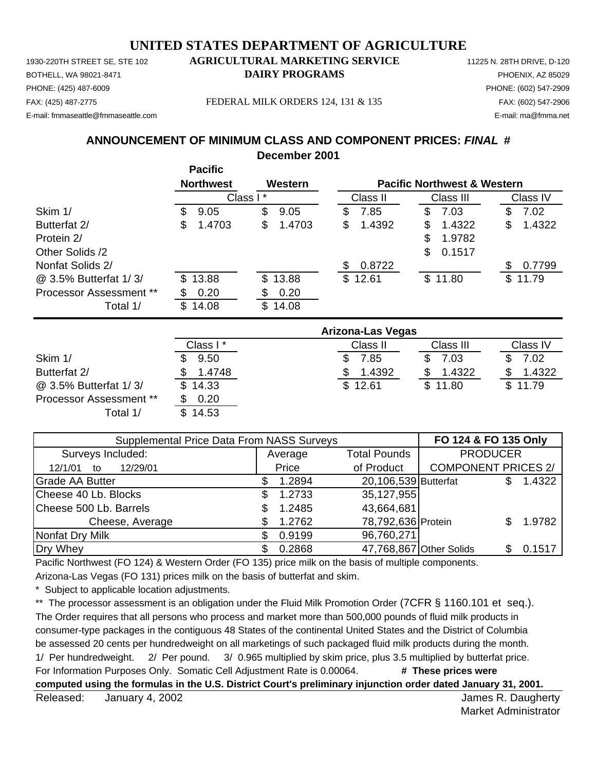# UNITED STATES DEPARTMENT OF AGRICULTURE

1930-220TH STREET SE, STE 102
BOTHELL, WA 98021-8471
PHONE: (425) 487-6009
FAX: (425) 487-2775
E-mail: fmmaseattle@fmmaseattle.com

**AGRICULTURAL MARKETING SERVICE**
**DAIRY PROGRAMS**

FEDERAL MILK ORDERS 124, 131 & 135

11225 N. 28TH DRIVE, D-120
PHOENIX, AZ 85029
PHONE: (602) 547-2909
FAX: (602) 547-2906
E-mail: ma@fmma.net

## ANNOUNCEMENT OF MINIMUM CLASS AND COMPONENT PRICES: *FINAL* #

**December 2001**

| | Pacific Northwest | Western | Pacific Northwest & Western | | |
|---|---|---|---|---|---|
| | Class I * | | Class II | Class III | Class IV |
| Skim 1/ | $ 9.05 | $ 9.05 | $ 7.85 | $ 7.03 | $ 7.02 |
| Butterfat 2/ | $ 1.4703 | $ 1.4703 | $ 1.4392 | $ 1.4322 | $ 1.4322 |
| Protein 2/ | | | | $ 1.9782 | |
| Other Solids /2 | | | | $ 0.1517 | |
| Nonfat Solids 2/ | | | $ 0.8722 | | $ 0.7799 |
| @ 3.5% Butterfat 1/ 3/ | $ 13.88 | $ 13.88 | $ 12.61 | $ 11.80 | $ 11.79 |
| Processor Assessment ** | $ 0.20 | $ 0.20 | | | |
| Total 1/ | $ 14.08 | $ 14.08 | | | |

| | Arizona-Las Vegas | | | |
|---|---|---|---|---|
| | Class I * | Class II | Class III | Class IV |
| Skim 1/ | $ 9.50 | $ 7.85 | $ 7.03 | $ 7.02 |
| Butterfat 2/ | $ 1.4748 | $ 1.4392 | $ 1.4322 | $ 1.4322 |
| @ 3.5% Butterfat 1/ 3/ | $ 14.33 | $ 12.61 | $ 11.80 | $ 11.79 |
| Processor Assessment ** | $ 0.20 | | | |
| Total 1/ | $ 14.53 | | | |

| Supplemental Price Data From NASS Surveys | | | FO 124 & FO 135 Only | |
|---|---|---|---|---|
| Surveys Included: | Average | Total Pounds | PRODUCER | |
| 12/1/01 to 12/29/01 | Price | of Product | COMPONENT PRICES 2/ | |
| Grade AA Butter | $ 1.2894 | 20,106,539 | Butterfat | $ 1.4322 |
| Cheese 40 Lb. Blocks | $ 1.2733 | 35,127,955 | | |
| Cheese 500 Lb. Barrels | $ 1.2485 | 43,664,681 | | |
| Cheese, Average | $ 1.2762 | 78,792,636 | Protein | $ 1.9782 |
| Nonfat Dry Milk | $ 0.9199 | 96,760,271 | | |
| Dry Whey | $ 0.2868 | 47,768,867 | Other Solids | $ 0.1517 |

Pacific Northwest (FO 124) & Western Order (FO 135) price milk on the basis of multiple components.

Arizona-Las Vegas (FO 131) prices milk on the basis of butterfat and skim.

\* Subject to applicable location adjustments.

** The processor assessment is an obligation under the Fluid Milk Promotion Order (7CFR § 1160.101 et seq.). The Order requires that all persons who process and market more than 500,000 pounds of fluid milk products in consumer-type packages in the contiguous 48 States of the continental United States and the District of Columbia be assessed 20 cents per hundredweight on all marketings of such packaged fluid milk products during the month.

1/ Per hundredweight. 2/ Per pound. 3/ 0.965 multiplied by skim price, plus 3.5 multiplied by butterfat price.

For Information Purposes Only. Somatic Cell Adjustment Rate is 0.00064. **# These prices were computed using the formulas in the U.S. District Court's preliminary injunction order dated January 31, 2001.**

Released: January 4, 2002

James R. Daugherty
Market Administrator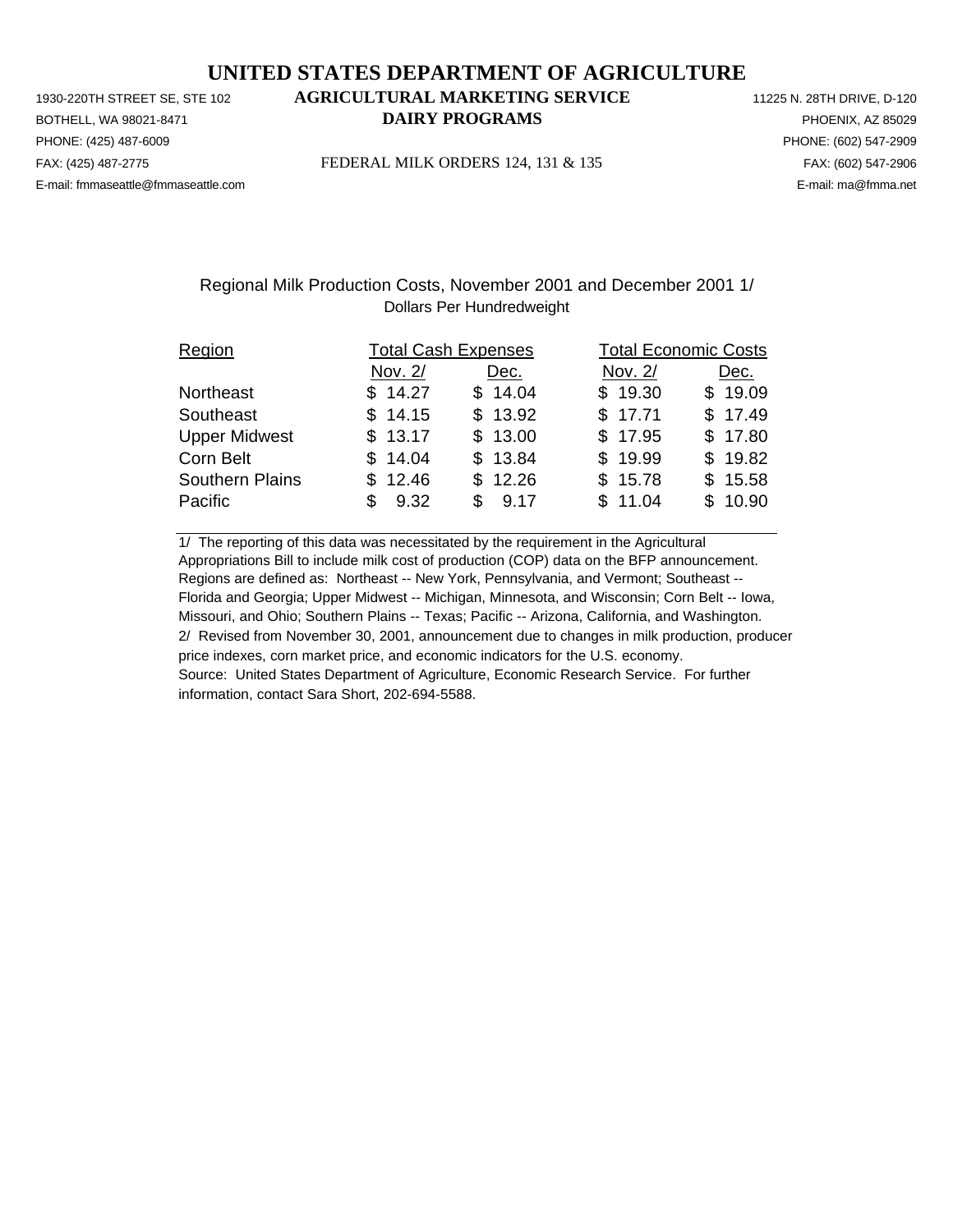# UNITED STATES DEPARTMENT OF AGRICULTURE

## AGRICULTURAL MARKETING SERVICE

## DAIRY PROGRAMS

1930-220TH STREET SE, STE 102
BOTHELL, WA 98021-8471
PHONE: (425) 487-6009
FAX: (425) 487-2775
E-mail: fmmaseattle@fmmaseattle.com

FEDERAL MILK ORDERS 124, 131 & 135

11225 N. 28TH DRIVE, D-120
PHOENIX, AZ 85029
PHONE: (602) 547-2909
FAX: (602) 547-2906
E-mail: ma@fmma.net

### Regional Milk Production Costs, November 2001 and December 2001 1/

Dollars Per Hundredweight

| Region | Total Cash Expenses | | Total Economic Costs | |
|---|---|---|---|---|
| | Nov. 2/ | Dec. | Nov. 2/ | Dec. |
| Northeast | $ 14.27 | $ 14.04 | $ 19.30 | $ 19.09 |
| Southeast | $ 14.15 | $ 13.92 | $ 17.71 | $ 17.49 |
| Upper Midwest | $ 13.17 | $ 13.00 | $ 17.95 | $ 17.80 |
| Corn Belt | $ 14.04 | $ 13.84 | $ 19.99 | $ 19.82 |
| Southern Plains | $ 12.46 | $ 12.26 | $ 15.78 | $ 15.58 |
| Pacific | $ 9.32 | $ 9.17 | $ 11.04 | $ 10.90 |

1/ The reporting of this data was necessitated by the requirement in the Agricultural Appropriations Bill to include milk cost of production (COP) data on the BFP announcement. Regions are defined as: Northeast -- New York, Pennsylvania, and Vermont; Southeast -- Florida and Georgia; Upper Midwest -- Michigan, Minnesota, and Wisconsin; Corn Belt -- Iowa, Missouri, and Ohio; Southern Plains -- Texas; Pacific -- Arizona, California, and Washington.
2/ Revised from November 30, 2001, announcement due to changes in milk production, producer price indexes, corn market price, and economic indicators for the U.S. economy.
Source: United States Department of Agriculture, Economic Research Service. For further information, contact Sara Short, 202-694-5588.